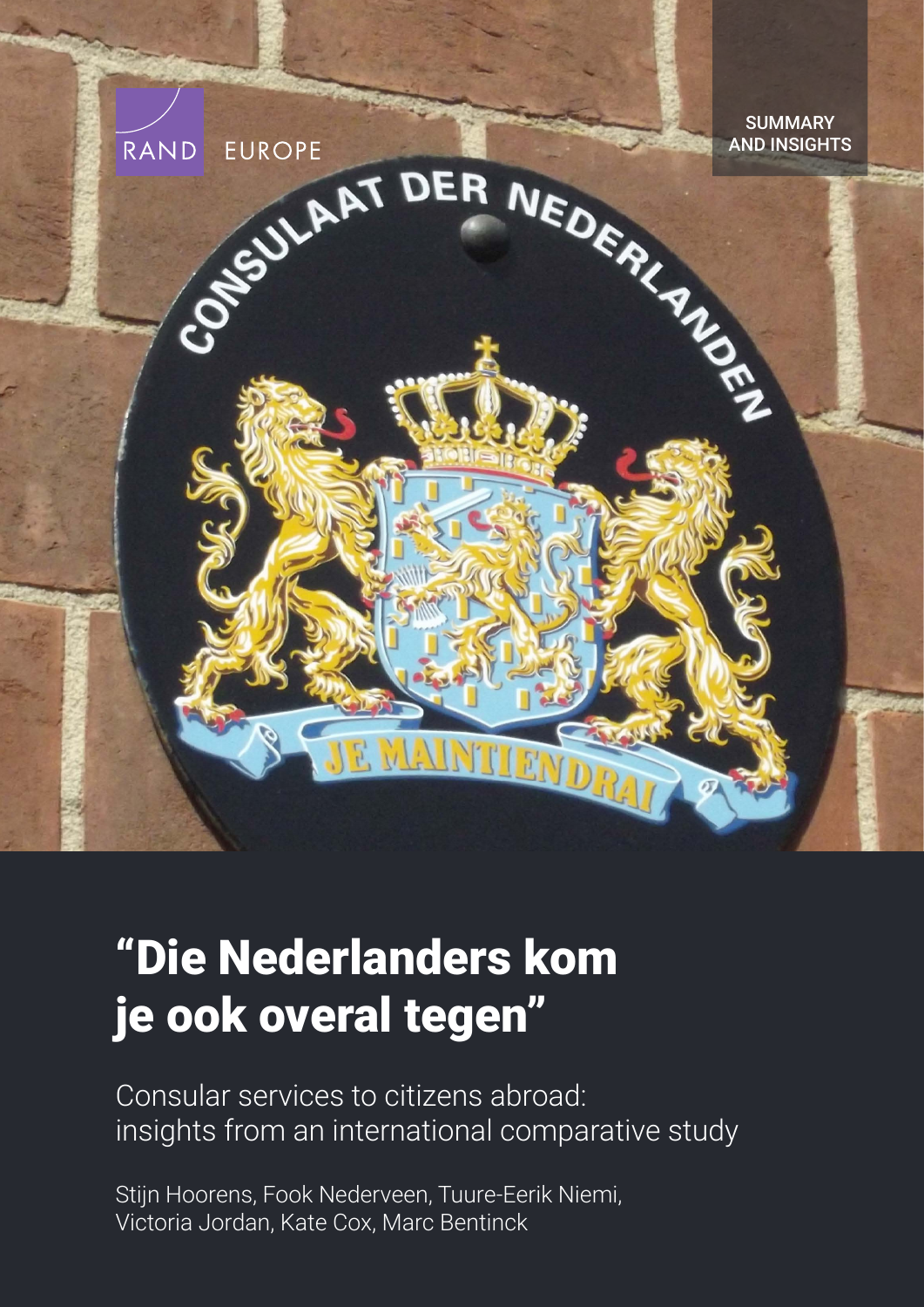RAND EUROPE

SUMMARY AND INSIGHTS

# "Die Nederlanders kom je ook overal tegen"

Consular services to citizens abroad: insights from an international comparative study

Stijn Hoorens, Fook Nederveen, Tuure-Eerik Niemi, Victoria Jordan, Kate Cox, Marc Bentinck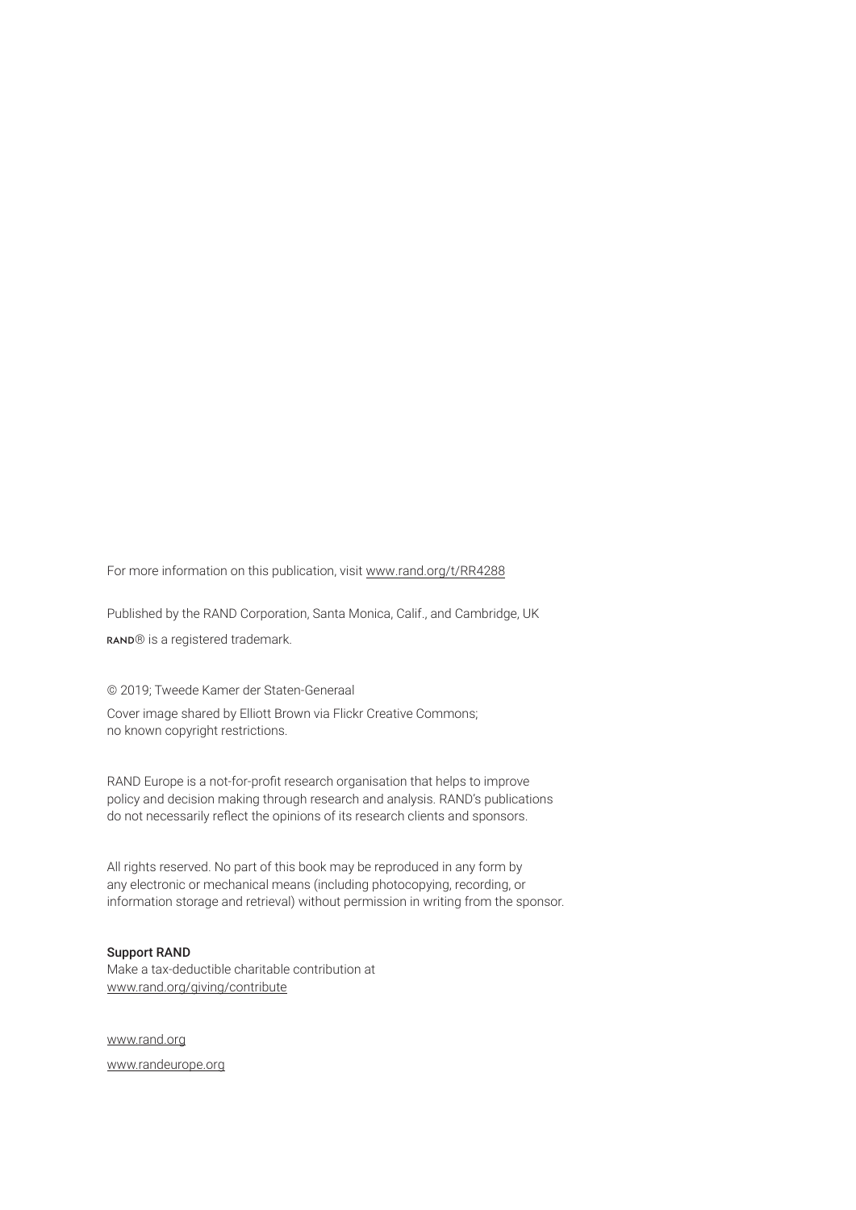For more information on this publication, visit www.rand.org/t/RR4288

Published by the RAND Corporation, Santa Monica, Calif., and Cambridge, UK

RAND® is a registered trademark.

© 2019; Tweede Kamer der Staten-Generaal

Cover image shared by Elliott Brown via Flickr Creative Commons; no known copyright restrictions.

RAND Europe is a not-for-profit research organisation that helps to improve policy and decision making through research and analysis. RAND's publications do not necessarily reflect the opinions of its research clients and sponsors.

All rights reserved. No part of this book may be reproduced in any form by any electronic or mechanical means (including photocopying, recording, or information storage and retrieval) without permission in writing from the sponsor.

**Support RAND**
Make a tax-deductible charitable contribution at
www.rand.org/giving/contribute

www.rand.org

www.randeurope.org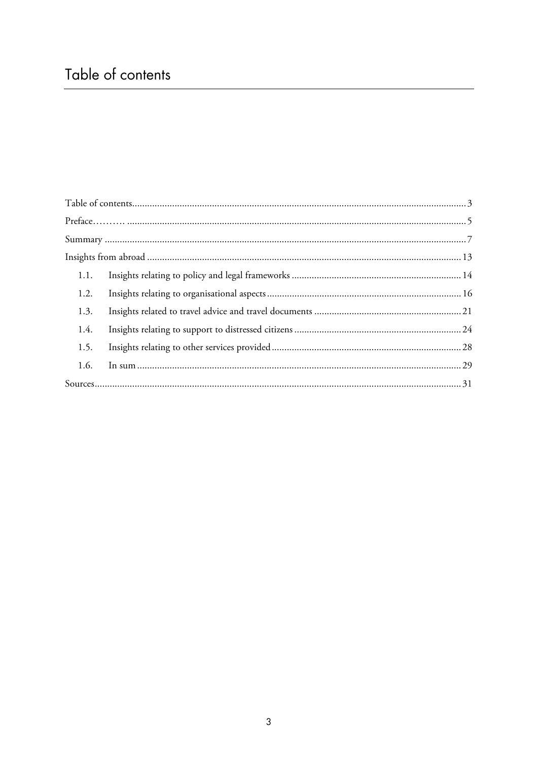# Table of contents

| | |
|---|---|
| Table of contents | 3 |
| Preface……… | 5 |
| Summary | 7 |
| Insights from abroad | 13 |
| 1.1. Insights relating to policy and legal frameworks | 14 |
| 1.2. Insights relating to organisational aspects | 16 |
| 1.3. Insights related to travel advice and travel documents | 21 |
| 1.4. Insights relating to support to distressed citizens | 24 |
| 1.5. Insights relating to other services provided | 28 |
| 1.6. In sum | 29 |
| Sources | 31 |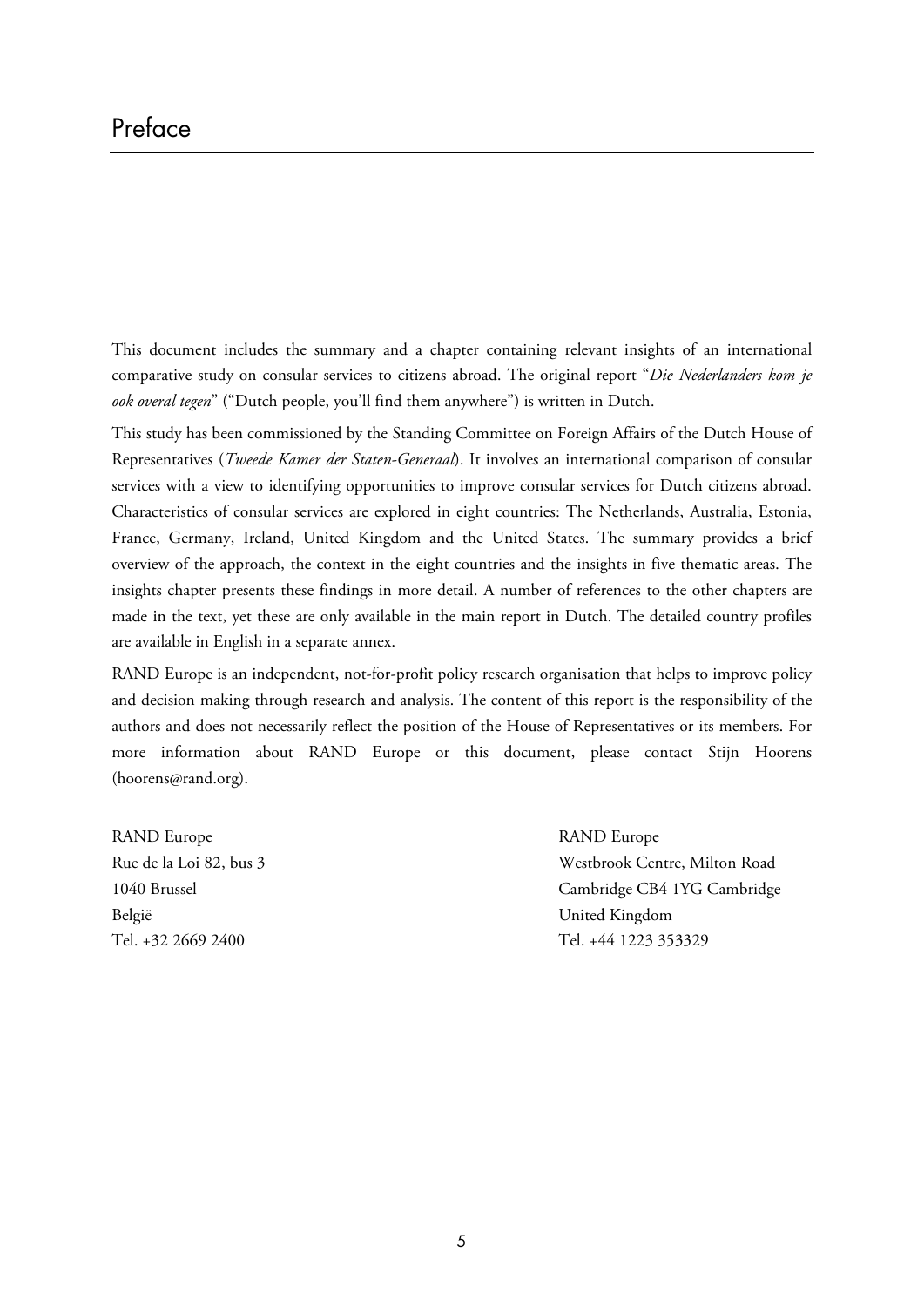# Preface

This document includes the summary and a chapter containing relevant insights of an international comparative study on consular services to citizens abroad. The original report "*Die Nederlanders kom je ook overal tegen*" ("Dutch people, you'll find them anywhere") is written in Dutch.

This study has been commissioned by the Standing Committee on Foreign Affairs of the Dutch House of Representatives (*Tweede Kamer der Staten-Generaal*). It involves an international comparison of consular services with a view to identifying opportunities to improve consular services for Dutch citizens abroad. Characteristics of consular services are explored in eight countries: The Netherlands, Australia, Estonia, France, Germany, Ireland, United Kingdom and the United States. The summary provides a brief overview of the approach, the context in the eight countries and the insights in five thematic areas. The insights chapter presents these findings in more detail. A number of references to the other chapters are made in the text, yet these are only available in the main report in Dutch. The detailed country profiles are available in English in a separate annex.

RAND Europe is an independent, not-for-profit policy research organisation that helps to improve policy and decision making through research and analysis. The content of this report is the responsibility of the authors and does not necessarily reflect the position of the House of Representatives or its members. For more information about RAND Europe or this document, please contact Stijn Hoorens (hoorens@rand.org).

RAND Europe
Rue de la Loi 82, bus 3
1040 Brussel
België
Tel. +32 2669 2400

RAND Europe
Westbrook Centre, Milton Road
Cambridge CB4 1YG Cambridge
United Kingdom
Tel. +44 1223 353329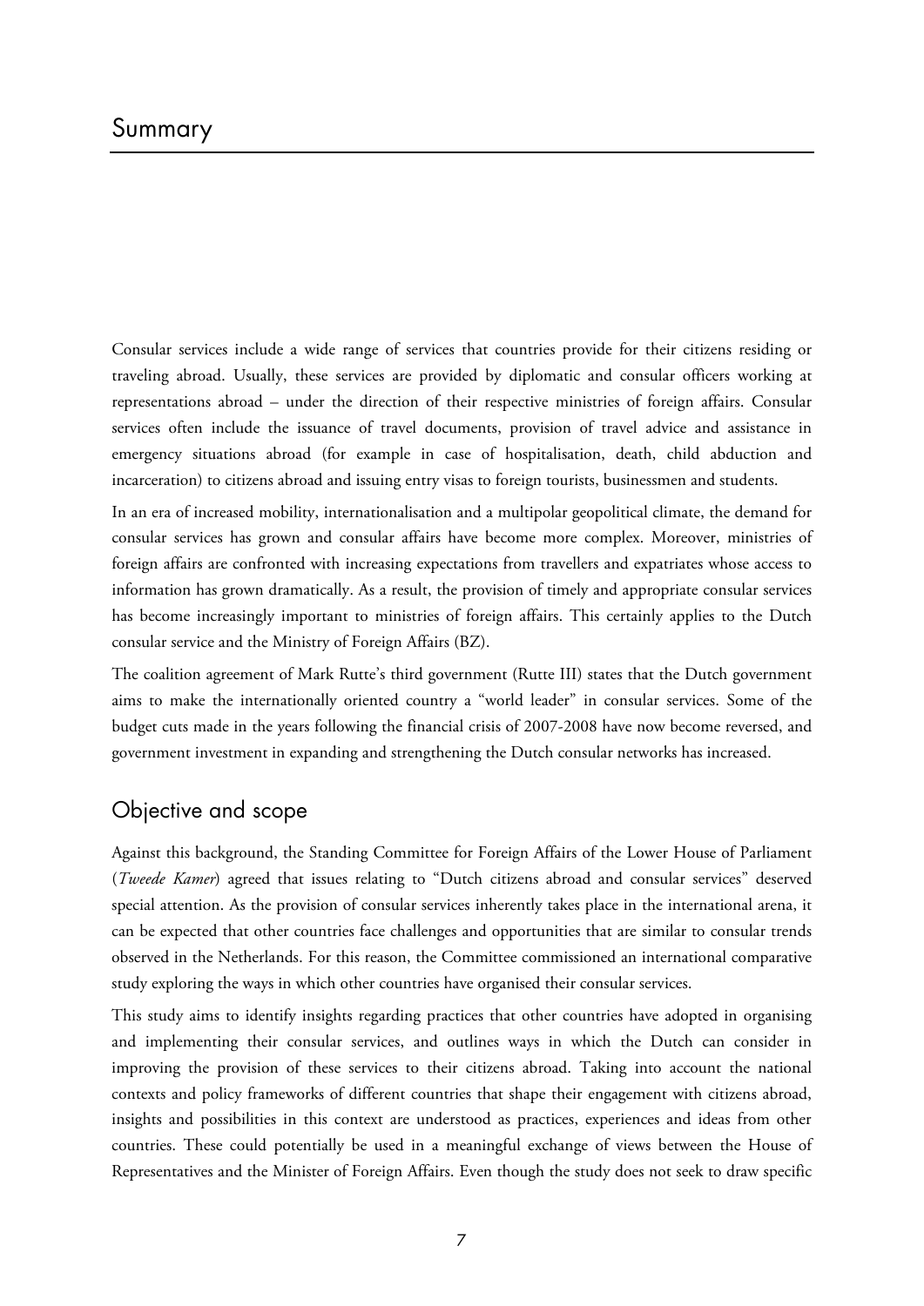# Summary

Consular services include a wide range of services that countries provide for their citizens residing or traveling abroad. Usually, these services are provided by diplomatic and consular officers working at representations abroad – under the direction of their respective ministries of foreign affairs. Consular services often include the issuance of travel documents, provision of travel advice and assistance in emergency situations abroad (for example in case of hospitalisation, death, child abduction and incarceration) to citizens abroad and issuing entry visas to foreign tourists, businessmen and students.

In an era of increased mobility, internationalisation and a multipolar geopolitical climate, the demand for consular services has grown and consular affairs have become more complex. Moreover, ministries of foreign affairs are confronted with increasing expectations from travellers and expatriates whose access to information has grown dramatically. As a result, the provision of timely and appropriate consular services has become increasingly important to ministries of foreign affairs. This certainly applies to the Dutch consular service and the Ministry of Foreign Affairs (BZ).

The coalition agreement of Mark Rutte's third government (Rutte III) states that the Dutch government aims to make the internationally oriented country a "world leader" in consular services. Some of the budget cuts made in the years following the financial crisis of 2007-2008 have now become reversed, and government investment in expanding and strengthening the Dutch consular networks has increased.

## Objective and scope

Against this background, the Standing Committee for Foreign Affairs of the Lower House of Parliament (*Tweede Kamer*) agreed that issues relating to "Dutch citizens abroad and consular services" deserved special attention. As the provision of consular services inherently takes place in the international arena, it can be expected that other countries face challenges and opportunities that are similar to consular trends observed in the Netherlands. For this reason, the Committee commissioned an international comparative study exploring the ways in which other countries have organised their consular services.

This study aims to identify insights regarding practices that other countries have adopted in organising and implementing their consular services, and outlines ways in which the Dutch can consider in improving the provision of these services to their citizens abroad. Taking into account the national contexts and policy frameworks of different countries that shape their engagement with citizens abroad, insights and possibilities in this context are understood as practices, experiences and ideas from other countries. These could potentially be used in a meaningful exchange of views between the House of Representatives and the Minister of Foreign Affairs. Even though the study does not seek to draw specific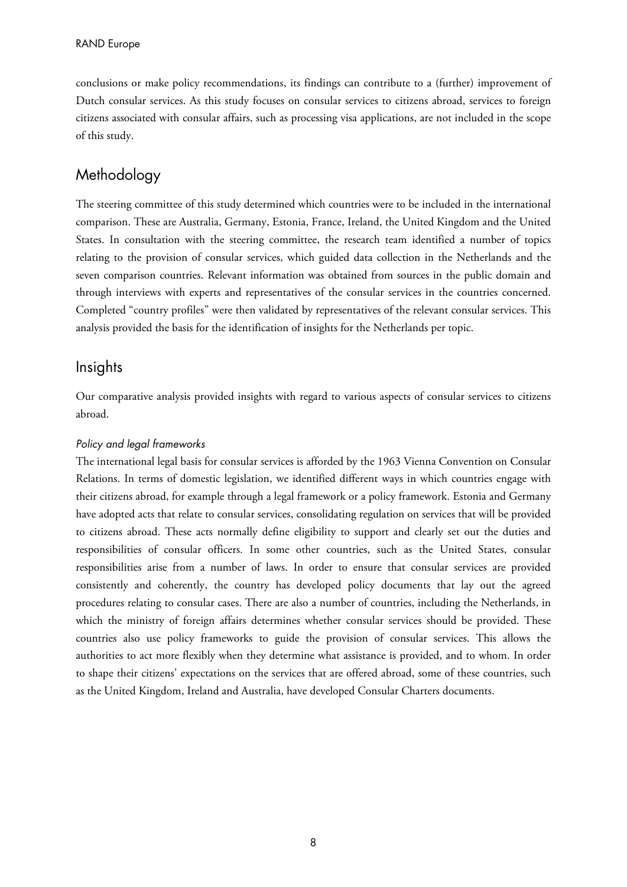conclusions or make policy recommendations, its findings can contribute to a (further) improvement of Dutch consular services. As this study focuses on consular services to citizens abroad, services to foreign citizens associated with consular affairs, such as processing visa applications, are not included in the scope of this study.

## Methodology

The steering committee of this study determined which countries were to be included in the international comparison. These are Australia, Germany, Estonia, France, Ireland, the United Kingdom and the United States. In consultation with the steering committee, the research team identified a number of topics relating to the provision of consular services, which guided data collection in the Netherlands and the seven comparison countries. Relevant information was obtained from sources in the public domain and through interviews with experts and representatives of the consular services in the countries concerned. Completed "country profiles" were then validated by representatives of the relevant consular services. This analysis provided the basis for the identification of insights for the Netherlands per topic.

## Insights

Our comparative analysis provided insights with regard to various aspects of consular services to citizens abroad.

*Policy and legal frameworks*

The international legal basis for consular services is afforded by the 1963 Vienna Convention on Consular Relations. In terms of domestic legislation, we identified different ways in which countries engage with their citizens abroad, for example through a legal framework or a policy framework. Estonia and Germany have adopted acts that relate to consular services, consolidating regulation on services that will be provided to citizens abroad. These acts normally define eligibility to support and clearly set out the duties and responsibilities of consular officers. In some other countries, such as the United States, consular responsibilities arise from a number of laws. In order to ensure that consular services are provided consistently and coherently, the country has developed policy documents that lay out the agreed procedures relating to consular cases. There are also a number of countries, including the Netherlands, in which the ministry of foreign affairs determines whether consular services should be provided. These countries also use policy frameworks to guide the provision of consular services. This allows the authorities to act more flexibly when they determine what assistance is provided, and to whom. In order to shape their citizens' expectations on the services that are offered abroad, some of these countries, such as the United Kingdom, Ireland and Australia, have developed Consular Charters documents.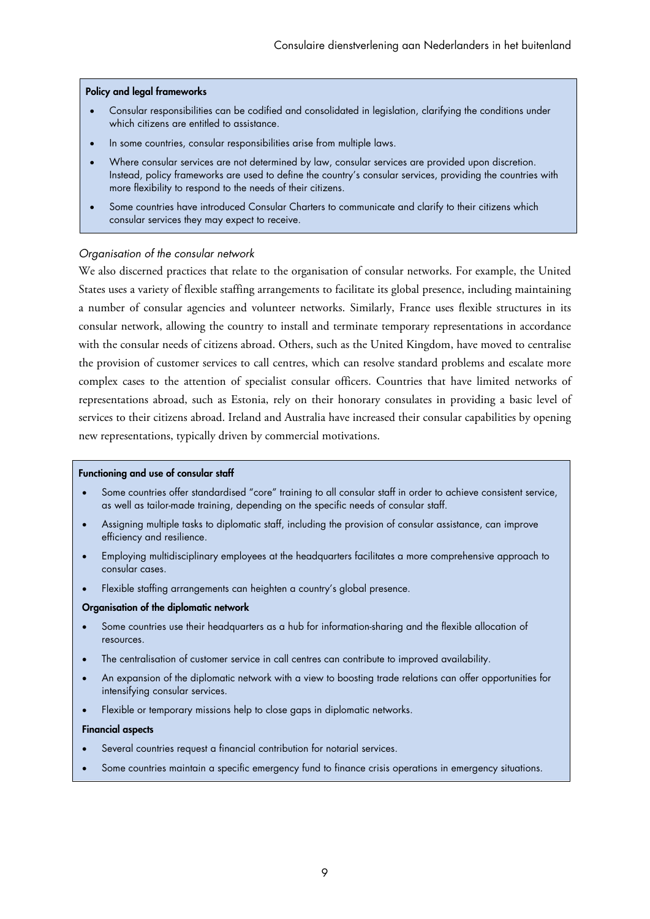**Policy and legal frameworks**

- Consular responsibilities can be codified and consolidated in legislation, clarifying the conditions under which citizens are entitled to assistance.
- In some countries, consular responsibilities arise from multiple laws.
- Where consular services are not determined by law, consular services are provided upon discretion. Instead, policy frameworks are used to define the country's consular services, providing the countries with more flexibility to respond to the needs of their citizens.
- Some countries have introduced Consular Charters to communicate and clarify to their citizens which consular services they may expect to receive.

*Organisation of the consular network*

We also discerned practices that relate to the organisation of consular networks. For example, the United States uses a variety of flexible staffing arrangements to facilitate its global presence, including maintaining a number of consular agencies and volunteer networks. Similarly, France uses flexible structures in its consular network, allowing the country to install and terminate temporary representations in accordance with the consular needs of citizens abroad. Others, such as the United Kingdom, have moved to centralise the provision of customer services to call centres, which can resolve standard problems and escalate more complex cases to the attention of specialist consular officers. Countries that have limited networks of representations abroad, such as Estonia, rely on their honorary consulates in providing a basic level of services to their citizens abroad. Ireland and Australia have increased their consular capabilities by opening new representations, typically driven by commercial motivations.

**Functioning and use of consular staff**

- Some countries offer standardised "core" training to all consular staff in order to achieve consistent service, as well as tailor-made training, depending on the specific needs of consular staff.
- Assigning multiple tasks to diplomatic staff, including the provision of consular assistance, can improve efficiency and resilience.
- Employing multidisciplinary employees at the headquarters facilitates a more comprehensive approach to consular cases.
- Flexible staffing arrangements can heighten a country's global presence.

**Organisation of the diplomatic network**

- Some countries use their headquarters as a hub for information-sharing and the flexible allocation of resources.
- The centralisation of customer service in call centres can contribute to improved availability.
- An expansion of the diplomatic network with a view to boosting trade relations can offer opportunities for intensifying consular services.
- Flexible or temporary missions help to close gaps in diplomatic networks.

**Financial aspects**

- Several countries request a financial contribution for notarial services.
- Some countries maintain a specific emergency fund to finance crisis operations in emergency situations.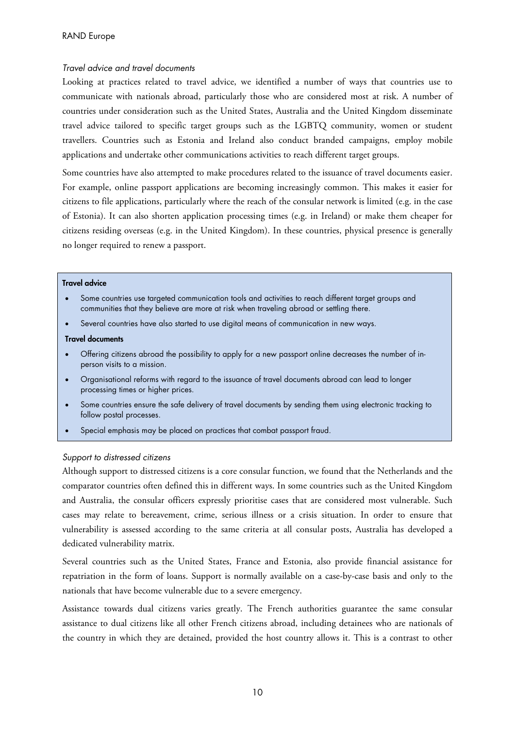### *Travel advice and travel documents*

Looking at practices related to travel advice, we identified a number of ways that countries use to communicate with nationals abroad, particularly those who are considered most at risk. A number of countries under consideration such as the United States, Australia and the United Kingdom disseminate travel advice tailored to specific target groups such as the LGBTQ community, women or student travellers. Countries such as Estonia and Ireland also conduct branded campaigns, employ mobile applications and undertake other communications activities to reach different target groups.

Some countries have also attempted to make procedures related to the issuance of travel documents easier. For example, online passport applications are becoming increasingly common. This makes it easier for citizens to file applications, particularly where the reach of the consular network is limited (e.g. in the case of Estonia). It can also shorten application processing times (e.g. in Ireland) or make them cheaper for citizens residing overseas (e.g. in the United Kingdom). In these countries, physical presence is generally no longer required to renew a passport.

**Travel advice**

- Some countries use targeted communication tools and activities to reach different target groups and communities that they believe are more at risk when traveling abroad or settling there.
- Several countries have also started to use digital means of communication in new ways.

**Travel documents**

- Offering citizens abroad the possibility to apply for a new passport online decreases the number of in-person visits to a mission.
- Organisational reforms with regard to the issuance of travel documents abroad can lead to longer processing times or higher prices.
- Some countries ensure the safe delivery of travel documents by sending them using electronic tracking to follow postal processes.
- Special emphasis may be placed on practices that combat passport fraud.

### *Support to distressed citizens*

Although support to distressed citizens is a core consular function, we found that the Netherlands and the comparator countries often defined this in different ways. In some countries such as the United Kingdom and Australia, the consular officers expressly prioritise cases that are considered most vulnerable. Such cases may relate to bereavement, crime, serious illness or a crisis situation. In order to ensure that vulnerability is assessed according to the same criteria at all consular posts, Australia has developed a dedicated vulnerability matrix.

Several countries such as the United States, France and Estonia, also provide financial assistance for repatriation in the form of loans. Support is normally available on a case-by-case basis and only to the nationals that have become vulnerable due to a severe emergency.

Assistance towards dual citizens varies greatly. The French authorities guarantee the same consular assistance to dual citizens like all other French citizens abroad, including detainees who are nationals of the country in which they are detained, provided the host country allows it. This is a contrast to other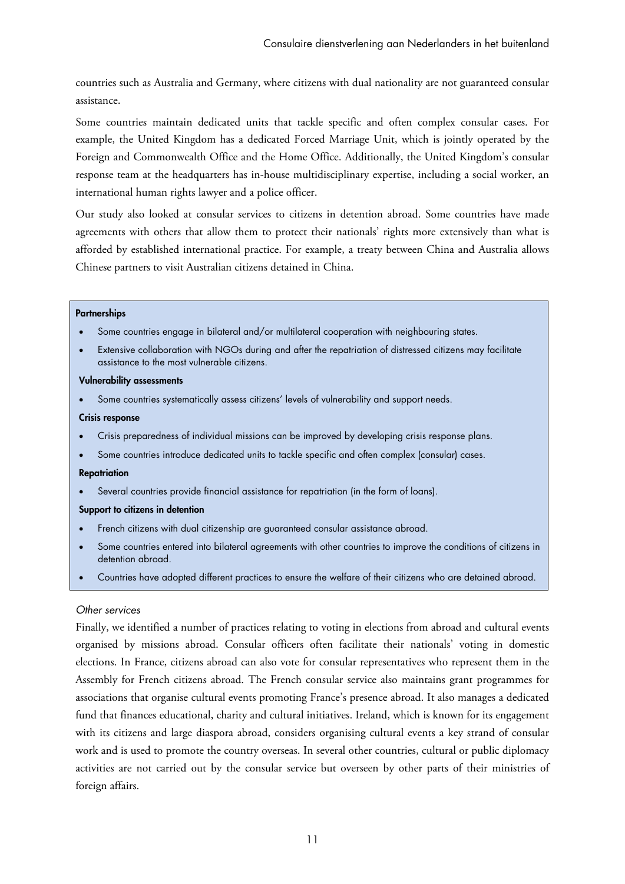countries such as Australia and Germany, where citizens with dual nationality are not guaranteed consular assistance.

Some countries maintain dedicated units that tackle specific and often complex consular cases. For example, the United Kingdom has a dedicated Forced Marriage Unit, which is jointly operated by the Foreign and Commonwealth Office and the Home Office. Additionally, the United Kingdom's consular response team at the headquarters has in-house multidisciplinary expertise, including a social worker, an international human rights lawyer and a police officer.

Our study also looked at consular services to citizens in detention abroad. Some countries have made agreements with others that allow them to protect their nationals' rights more extensively than what is afforded by established international practice. For example, a treaty between China and Australia allows Chinese partners to visit Australian citizens detained in China.

**Partnerships**

- Some countries engage in bilateral and/or multilateral cooperation with neighbouring states.
- Extensive collaboration with NGOs during and after the repatriation of distressed citizens may facilitate assistance to the most vulnerable citizens.

**Vulnerability assessments**

- Some countries systematically assess citizens' levels of vulnerability and support needs.

**Crisis response**

- Crisis preparedness of individual missions can be improved by developing crisis response plans.
- Some countries introduce dedicated units to tackle specific and often complex (consular) cases.

**Repatriation**

- Several countries provide financial assistance for repatriation (in the form of loans).

**Support to citizens in detention**

- French citizens with dual citizenship are guaranteed consular assistance abroad.
- Some countries entered into bilateral agreements with other countries to improve the conditions of citizens in detention abroad.
- Countries have adopted different practices to ensure the welfare of their citizens who are detained abroad.

*Other services*

Finally, we identified a number of practices relating to voting in elections from abroad and cultural events organised by missions abroad. Consular officers often facilitate their nationals' voting in domestic elections. In France, citizens abroad can also vote for consular representatives who represent them in the Assembly for French citizens abroad. The French consular service also maintains grant programmes for associations that organise cultural events promoting France's presence abroad. It also manages a dedicated fund that finances educational, charity and cultural initiatives. Ireland, which is known for its engagement with its citizens and large diaspora abroad, considers organising cultural events a key strand of consular work and is used to promote the country overseas. In several other countries, cultural or public diplomacy activities are not carried out by the consular service but overseen by other parts of their ministries of foreign affairs.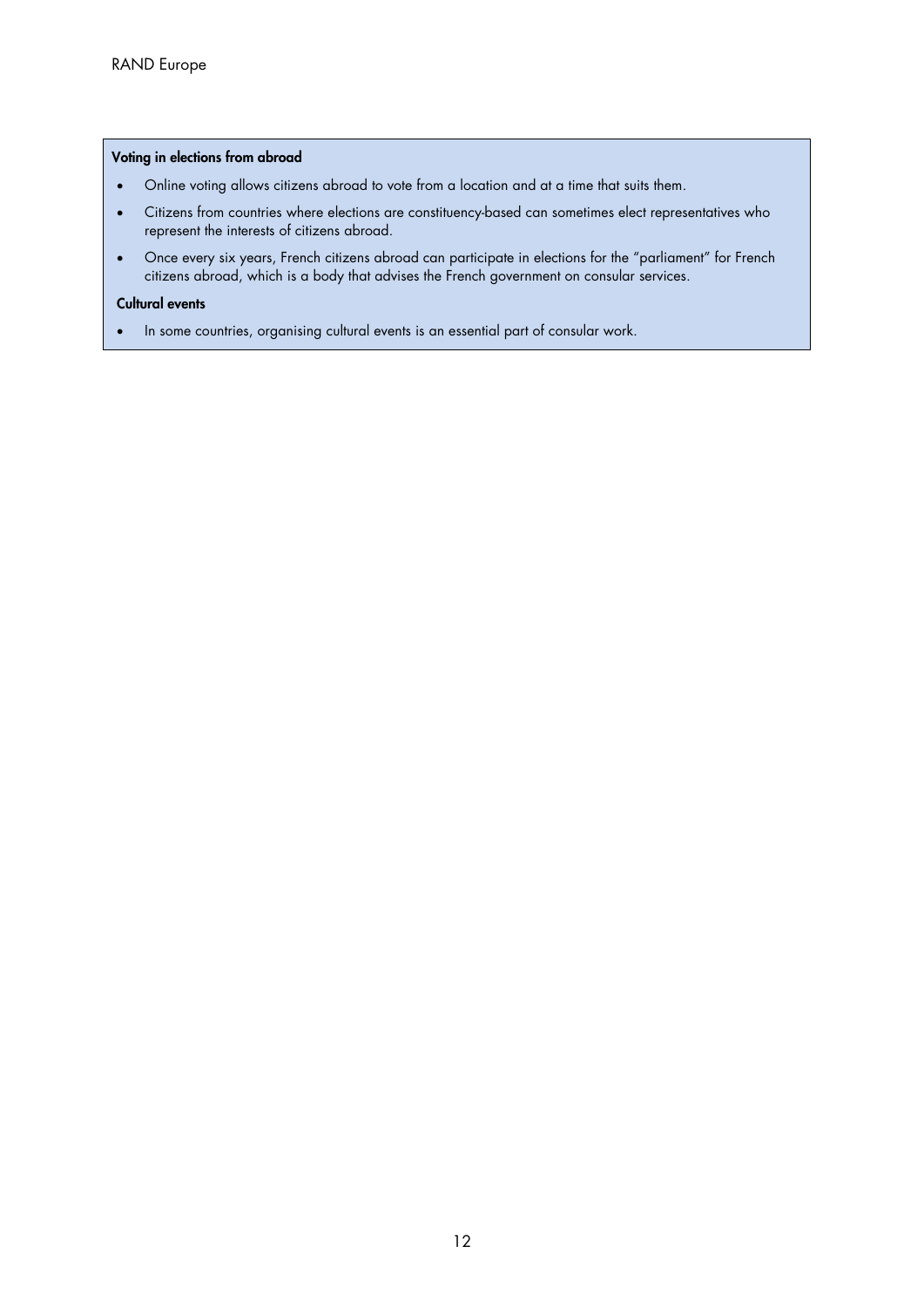**Voting in elections from abroad**

- Online voting allows citizens abroad to vote from a location and at a time that suits them.
- Citizens from countries where elections are constituency-based can sometimes elect representatives who represent the interests of citizens abroad.
- Once every six years, French citizens abroad can participate in elections for the "parliament" for French citizens abroad, which is a body that advises the French government on consular services.

**Cultural events**

- In some countries, organising cultural events is an essential part of consular work.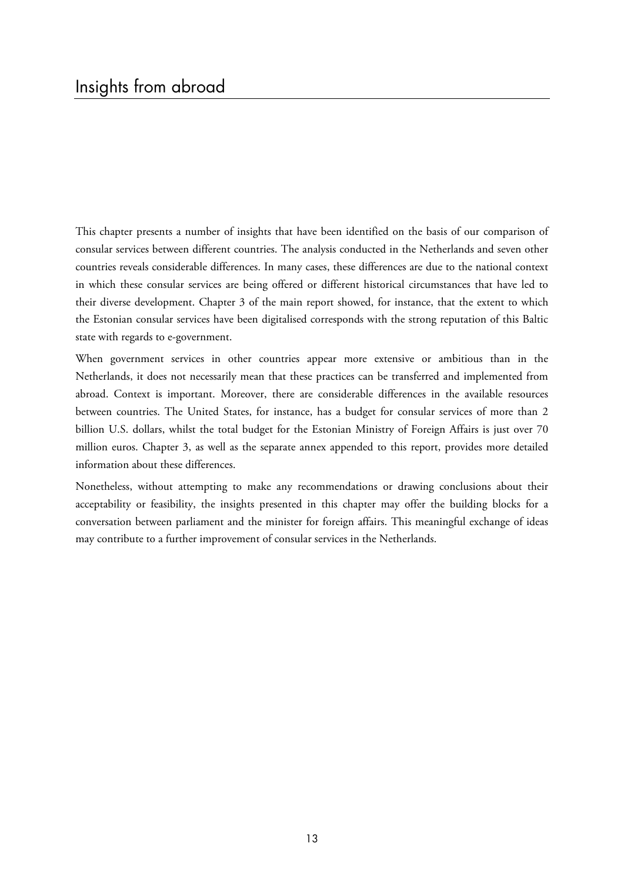# Insights from abroad

This chapter presents a number of insights that have been identified on the basis of our comparison of consular services between different countries. The analysis conducted in the Netherlands and seven other countries reveals considerable differences. In many cases, these differences are due to the national context in which these consular services are being offered or different historical circumstances that have led to their diverse development. Chapter 3 of the main report showed, for instance, that the extent to which the Estonian consular services have been digitalised corresponds with the strong reputation of this Baltic state with regards to e-government.

When government services in other countries appear more extensive or ambitious than in the Netherlands, it does not necessarily mean that these practices can be transferred and implemented from abroad. Context is important. Moreover, there are considerable differences in the available resources between countries. The United States, for instance, has a budget for consular services of more than 2 billion U.S. dollars, whilst the total budget for the Estonian Ministry of Foreign Affairs is just over 70 million euros. Chapter 3, as well as the separate annex appended to this report, provides more detailed information about these differences.

Nonetheless, without attempting to make any recommendations or drawing conclusions about their acceptability or feasibility, the insights presented in this chapter may offer the building blocks for a conversation between parliament and the minister for foreign affairs. This meaningful exchange of ideas may contribute to a further improvement of consular services in the Netherlands.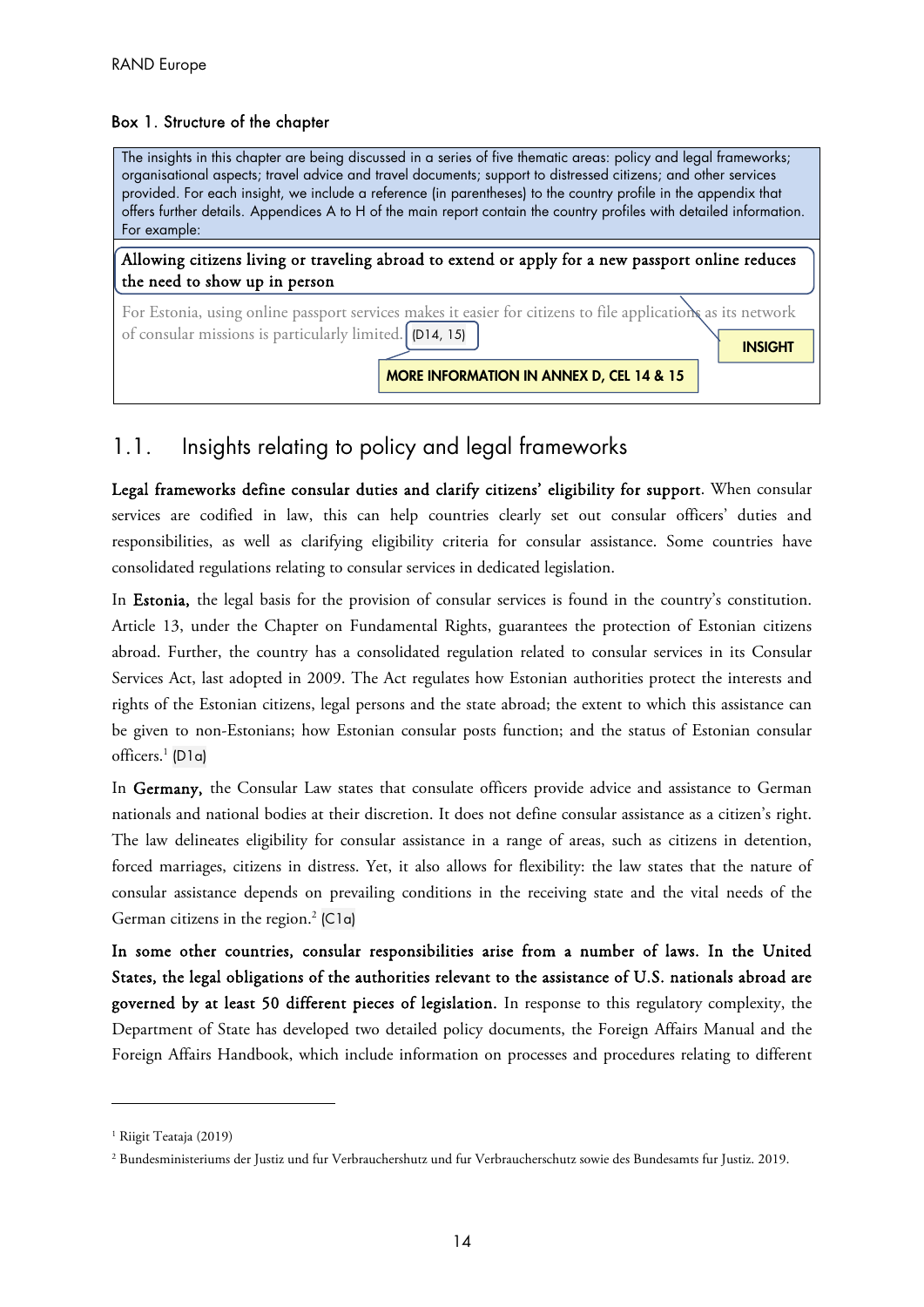**Box 1. Structure of the chapter**

The insights in this chapter are being discussed in a series of five thematic areas: policy and legal frameworks; organisational aspects; travel advice and travel documents; support to distressed citizens; and other services provided. For each insight, we include a reference (in parentheses) to the country profile in the appendix that offers further details. Appendices A to H of the main report contain the country profiles with detailed information. For example:

**Allowing citizens living or traveling abroad to extend or apply for a new passport online reduces the need to show up in person**

For Estonia, using online passport services makes it easier for citizens to file applications as its network of consular missions is particularly limited. (D14, 15)

**INSIGHT**

**MORE INFORMATION IN ANNEX D, CEL 14 & 15**

## 1.1. Insights relating to policy and legal frameworks

**Legal frameworks define consular duties and clarify citizens' eligibility for support**. When consular services are codified in law, this can help countries clearly set out consular officers' duties and responsibilities, as well as clarifying eligibility criteria for consular assistance. Some countries have consolidated regulations relating to consular services in dedicated legislation.

In **Estonia,** the legal basis for the provision of consular services is found in the country's constitution. Article 13, under the Chapter on Fundamental Rights, guarantees the protection of Estonian citizens abroad. Further, the country has a consolidated regulation related to consular services in its Consular Services Act, last adopted in 2009. The Act regulates how Estonian authorities protect the interests and rights of the Estonian citizens, legal persons and the state abroad; the extent to which this assistance can be given to non-Estonians; how Estonian consular posts function; and the status of Estonian consular officers.[1] (D1a)

In **Germany,** the Consular Law states that consulate officers provide advice and assistance to German nationals and national bodies at their discretion. It does not define consular assistance as a citizen's right. The law delineates eligibility for consular assistance in a range of areas, such as citizens in detention, forced marriages, citizens in distress. Yet, it also allows for flexibility: the law states that the nature of consular assistance depends on prevailing conditions in the receiving state and the vital needs of the German citizens in the region.[2] (C1a)

**In some other countries, consular responsibilities arise from a number of laws. In the United States, the legal obligations of the authorities relevant to the assistance of U.S. nationals abroad are governed by at least 50 different pieces of legislation.** In response to this regulatory complexity, the Department of State has developed two detailed policy documents, the Foreign Affairs Manual and the Foreign Affairs Handbook, which include information on processes and procedures relating to different

---

[1] Riigit Teataja (2019)

[2] Bundesministeriums der Justiz und fur Verbrauchershutz und fur Verbraucherschutz sowie des Bundesamts fur Justiz. 2019.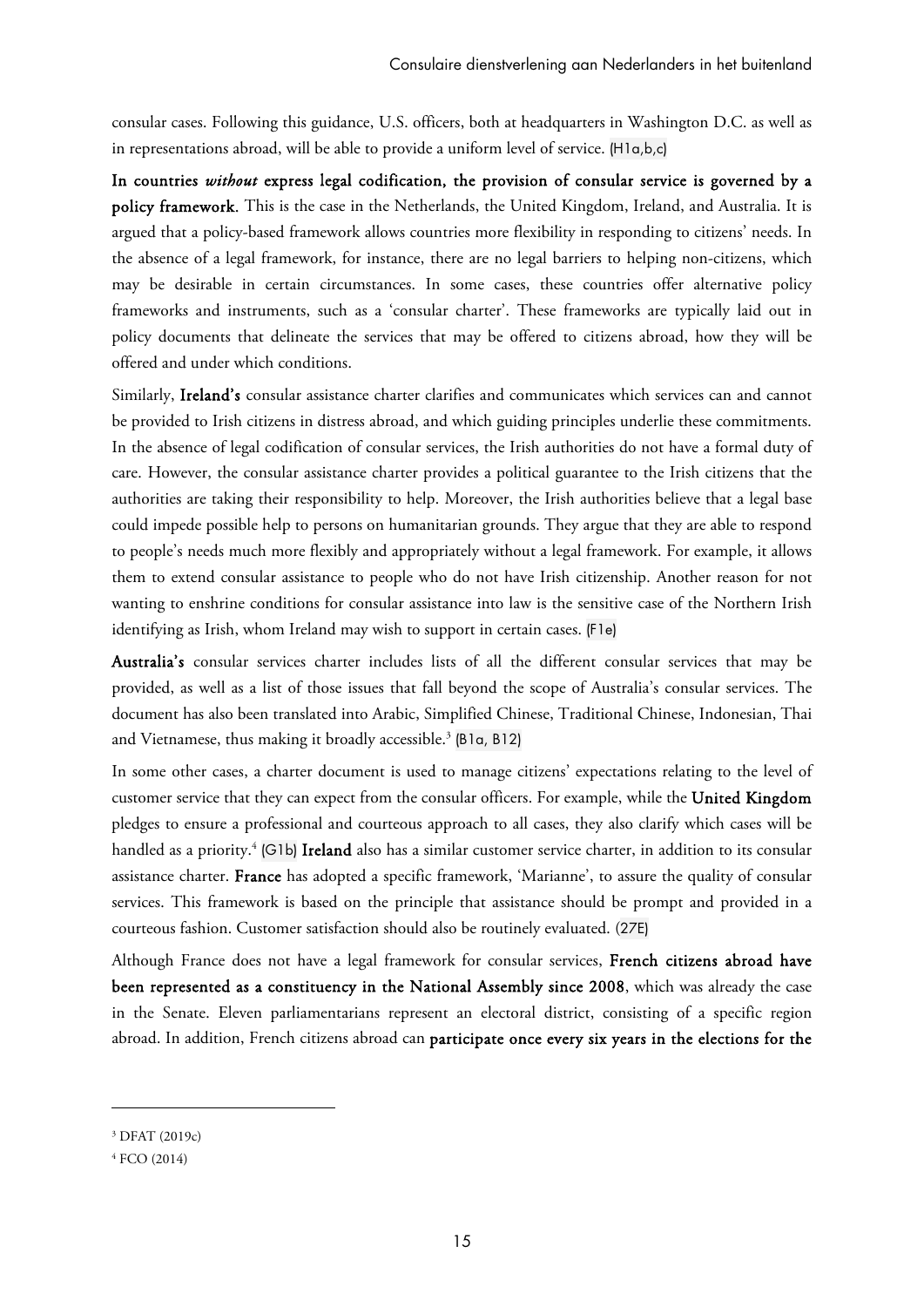consular cases. Following this guidance, U.S. officers, both at headquarters in Washington D.C. as well as in representations abroad, will be able to provide a uniform level of service. (H1a,b,c)

**In countries *without* express legal codification, the provision of consular service is governed by a policy framework.** This is the case in the Netherlands, the United Kingdom, Ireland, and Australia. It is argued that a policy-based framework allows countries more flexibility in responding to citizens' needs. In the absence of a legal framework, for instance, there are no legal barriers to helping non-citizens, which may be desirable in certain circumstances. In some cases, these countries offer alternative policy frameworks and instruments, such as a 'consular charter'. These frameworks are typically laid out in policy documents that delineate the services that may be offered to citizens abroad, how they will be offered and under which conditions.

Similarly, **Ireland's** consular assistance charter clarifies and communicates which services can and cannot be provided to Irish citizens in distress abroad, and which guiding principles underlie these commitments. In the absence of legal codification of consular services, the Irish authorities do not have a formal duty of care. However, the consular assistance charter provides a political guarantee to the Irish citizens that the authorities are taking their responsibility to help. Moreover, the Irish authorities believe that a legal base could impede possible help to persons on humanitarian grounds. They argue that they are able to respond to people's needs much more flexibly and appropriately without a legal framework. For example, it allows them to extend consular assistance to people who do not have Irish citizenship. Another reason for not wanting to enshrine conditions for consular assistance into law is the sensitive case of the Northern Irish identifying as Irish, whom Ireland may wish to support in certain cases. (F1e)

**Australia's** consular services charter includes lists of all the different consular services that may be provided, as well as a list of those issues that fall beyond the scope of Australia's consular services. The document has also been translated into Arabic, Simplified Chinese, Traditional Chinese, Indonesian, Thai and Vietnamese, thus making it broadly accessible.[3] (B1a, B12)

In some other cases, a charter document is used to manage citizens' expectations relating to the level of customer service that they can expect from the consular officers. For example, while the **United Kingdom** pledges to ensure a professional and courteous approach to all cases, they also clarify which cases will be handled as a priority.[4] (G1b) **Ireland** also has a similar customer service charter, in addition to its consular assistance charter. **France** has adopted a specific framework, 'Marianne', to assure the quality of consular services. This framework is based on the principle that assistance should be prompt and provided in a courteous fashion. Customer satisfaction should also be routinely evaluated. (27E)

Although France does not have a legal framework for consular services, **French citizens abroad have been represented as a constituency in the National Assembly since 2008**, which was already the case in the Senate. Eleven parliamentarians represent an electoral district, consisting of a specific region abroad. In addition, French citizens abroad can **participate once every six years in the elections for the**

[3] DFAT (2019c)

[4] FCO (2014)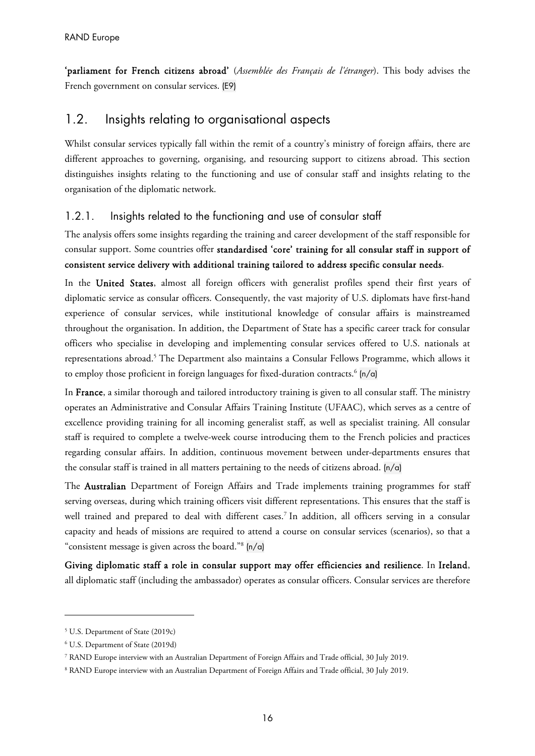**'parliament for French citizens abroad'** (*Assemblée des Français de l'étranger*). This body advises the French government on consular services. (E9)

## 1.2. Insights relating to organisational aspects

Whilst consular services typically fall within the remit of a country's ministry of foreign affairs, there are different approaches to governing, organising, and resourcing support to citizens abroad. This section distinguishes insights relating to the functioning and use of consular staff and insights relating to the organisation of the diplomatic network.

### 1.2.1. Insights related to the functioning and use of consular staff

The analysis offers some insights regarding the training and career development of the staff responsible for consular support. Some countries offer **standardised 'core' training for all consular staff in support of consistent service delivery with additional training tailored to address specific consular needs**.

In the **United States**, almost all foreign officers with generalist profiles spend their first years of diplomatic service as consular officers. Consequently, the vast majority of U.S. diplomats have first-hand experience of consular services, while institutional knowledge of consular affairs is mainstreamed throughout the organisation. In addition, the Department of State has a specific career track for consular officers who specialise in developing and implementing consular services offered to U.S. nationals at representations abroad.[5] The Department also maintains a Consular Fellows Programme, which allows it to employ those proficient in foreign languages for fixed-duration contracts.[6] (n/a)

In **France**, a similar thorough and tailored introductory training is given to all consular staff. The ministry operates an Administrative and Consular Affairs Training Institute (UFAAC), which serves as a centre of excellence providing training for all incoming generalist staff, as well as specialist training. All consular staff is required to complete a twelve-week course introducing them to the French policies and practices regarding consular affairs. In addition, continuous movement between under-departments ensures that the consular staff is trained in all matters pertaining to the needs of citizens abroad. (n/a)

The **Australian** Department of Foreign Affairs and Trade implements training programmes for staff serving overseas, during which training officers visit different representations. This ensures that the staff is well trained and prepared to deal with different cases.[7] In addition, all officers serving in a consular capacity and heads of missions are required to attend a course on consular services (scenarios), so that a "consistent message is given across the board."[8] (n/a)

**Giving diplomatic staff a role in consular support may offer efficiencies and resilience**. In **Ireland**, all diplomatic staff (including the ambassador) operates as consular officers. Consular services are therefore

---

[5] U.S. Department of State (2019c)

[6] U.S. Department of State (2019d)

[7] RAND Europe interview with an Australian Department of Foreign Affairs and Trade official, 30 July 2019.

[8] RAND Europe interview with an Australian Department of Foreign Affairs and Trade official, 30 July 2019.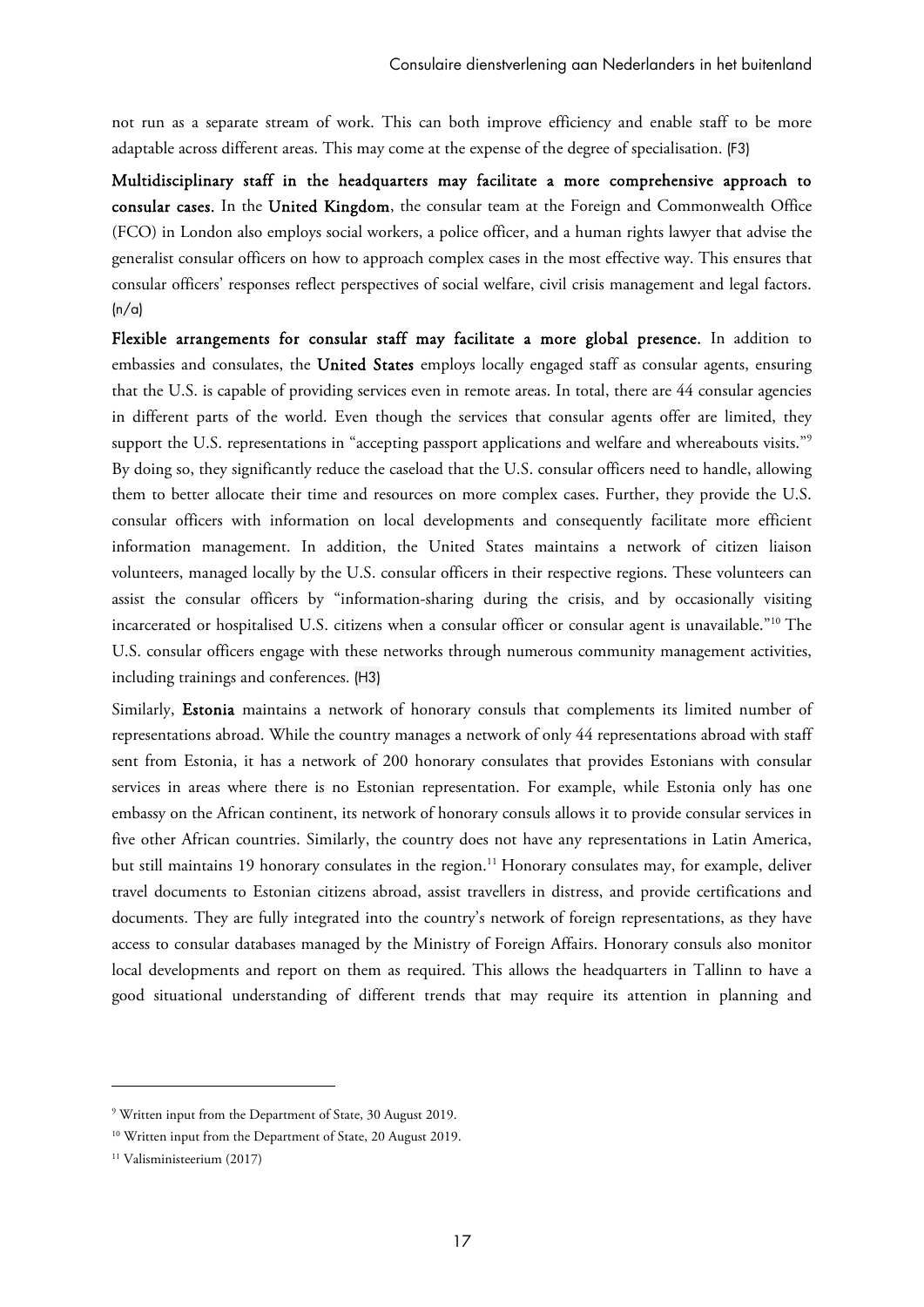not run as a separate stream of work. This can both improve efficiency and enable staff to be more adaptable across different areas. This may come at the expense of the degree of specialisation. (F3)

**Multidisciplinary staff in the headquarters may facilitate a more comprehensive approach to consular cases.** In the **United Kingdom**, the consular team at the Foreign and Commonwealth Office (FCO) in London also employs social workers, a police officer, and a human rights lawyer that advise the generalist consular officers on how to approach complex cases in the most effective way. This ensures that consular officers' responses reflect perspectives of social welfare, civil crisis management and legal factors. (n/a)

**Flexible arrangements for consular staff may facilitate a more global presence.** In addition to embassies and consulates, the **United States** employs locally engaged staff as consular agents, ensuring that the U.S. is capable of providing services even in remote areas. In total, there are 44 consular agencies in different parts of the world. Even though the services that consular agents offer are limited, they support the U.S. representations in "accepting passport applications and welfare and whereabouts visits."[9] By doing so, they significantly reduce the caseload that the U.S. consular officers need to handle, allowing them to better allocate their time and resources on more complex cases. Further, they provide the U.S. consular officers with information on local developments and consequently facilitate more efficient information management. In addition, the United States maintains a network of citizen liaison volunteers, managed locally by the U.S. consular officers in their respective regions. These volunteers can assist the consular officers by "information-sharing during the crisis, and by occasionally visiting incarcerated or hospitalised U.S. citizens when a consular officer or consular agent is unavailable."[10] The U.S. consular officers engage with these networks through numerous community management activities, including trainings and conferences. (H3)

Similarly, **Estonia** maintains a network of honorary consuls that complements its limited number of representations abroad. While the country manages a network of only 44 representations abroad with staff sent from Estonia, it has a network of 200 honorary consulates that provides Estonians with consular services in areas where there is no Estonian representation. For example, while Estonia only has one embassy on the African continent, its network of honorary consuls allows it to provide consular services in five other African countries. Similarly, the country does not have any representations in Latin America, but still maintains 19 honorary consulates in the region.[11] Honorary consulates may, for example, deliver travel documents to Estonian citizens abroad, assist travellers in distress, and provide certifications and documents. They are fully integrated into the country's network of foreign representations, as they have access to consular databases managed by the Ministry of Foreign Affairs. Honorary consuls also monitor local developments and report on them as required. This allows the headquarters in Tallinn to have a good situational understanding of different trends that may require its attention in planning and

---

[9] Written input from the Department of State, 30 August 2019.

[10] Written input from the Department of State, 20 August 2019.

[11] Valisministeerium (2017)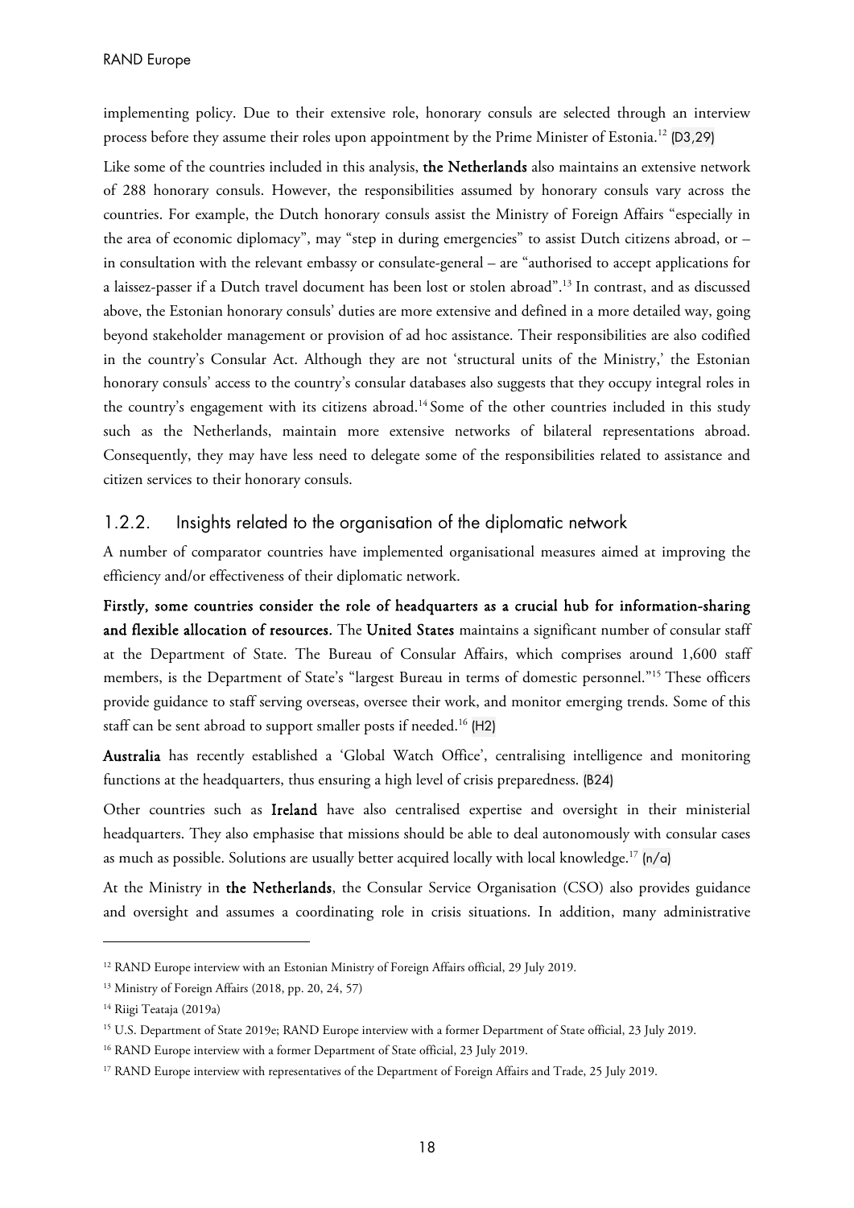implementing policy. Due to their extensive role, honorary consuls are selected through an interview process before they assume their roles upon appointment by the Prime Minister of Estonia.[12] (D3,29)

Like some of the countries included in this analysis, **the Netherlands** also maintains an extensive network of 288 honorary consuls. However, the responsibilities assumed by honorary consuls vary across the countries. For example, the Dutch honorary consuls assist the Ministry of Foreign Affairs "especially in the area of economic diplomacy", may "step in during emergencies" to assist Dutch citizens abroad, or – in consultation with the relevant embassy or consulate-general – are "authorised to accept applications for a laissez-passer if a Dutch travel document has been lost or stolen abroad".[13] In contrast, and as discussed above, the Estonian honorary consuls' duties are more extensive and defined in a more detailed way, going beyond stakeholder management or provision of ad hoc assistance. Their responsibilities are also codified in the country's Consular Act. Although they are not 'structural units of the Ministry,' the Estonian honorary consuls' access to the country's consular databases also suggests that they occupy integral roles in the country's engagement with its citizens abroad.[14] Some of the other countries included in this study such as the Netherlands, maintain more extensive networks of bilateral representations abroad. Consequently, they may have less need to delegate some of the responsibilities related to assistance and citizen services to their honorary consuls.

### 1.2.2. Insights related to the organisation of the diplomatic network

A number of comparator countries have implemented organisational measures aimed at improving the efficiency and/or effectiveness of their diplomatic network.

**Firstly, some countries consider the role of headquarters as a crucial hub for information-sharing and flexible allocation of resources.** The **United States** maintains a significant number of consular staff at the Department of State. The Bureau of Consular Affairs, which comprises around 1,600 staff members, is the Department of State's "largest Bureau in terms of domestic personnel."[15] These officers provide guidance to staff serving overseas, oversee their work, and monitor emerging trends. Some of this staff can be sent abroad to support smaller posts if needed.[16] (H2)

**Australia** has recently established a 'Global Watch Office', centralising intelligence and monitoring functions at the headquarters, thus ensuring a high level of crisis preparedness. (B24)

Other countries such as **Ireland** have also centralised expertise and oversight in their ministerial headquarters. They also emphasise that missions should be able to deal autonomously with consular cases as much as possible. Solutions are usually better acquired locally with local knowledge.[17] (n/a)

At the Ministry in **the Netherlands**, the Consular Service Organisation (CSO) also provides guidance and oversight and assumes a coordinating role in crisis situations. In addition, many administrative

---

[12] RAND Europe interview with an Estonian Ministry of Foreign Affairs official, 29 July 2019.

[13] Ministry of Foreign Affairs (2018, pp. 20, 24, 57)

[14] Riigi Teataja (2019a)

[15] U.S. Department of State 2019e; RAND Europe interview with a former Department of State official, 23 July 2019.

[16] RAND Europe interview with a former Department of State official, 23 July 2019.

[17] RAND Europe interview with representatives of the Department of Foreign Affairs and Trade, 25 July 2019.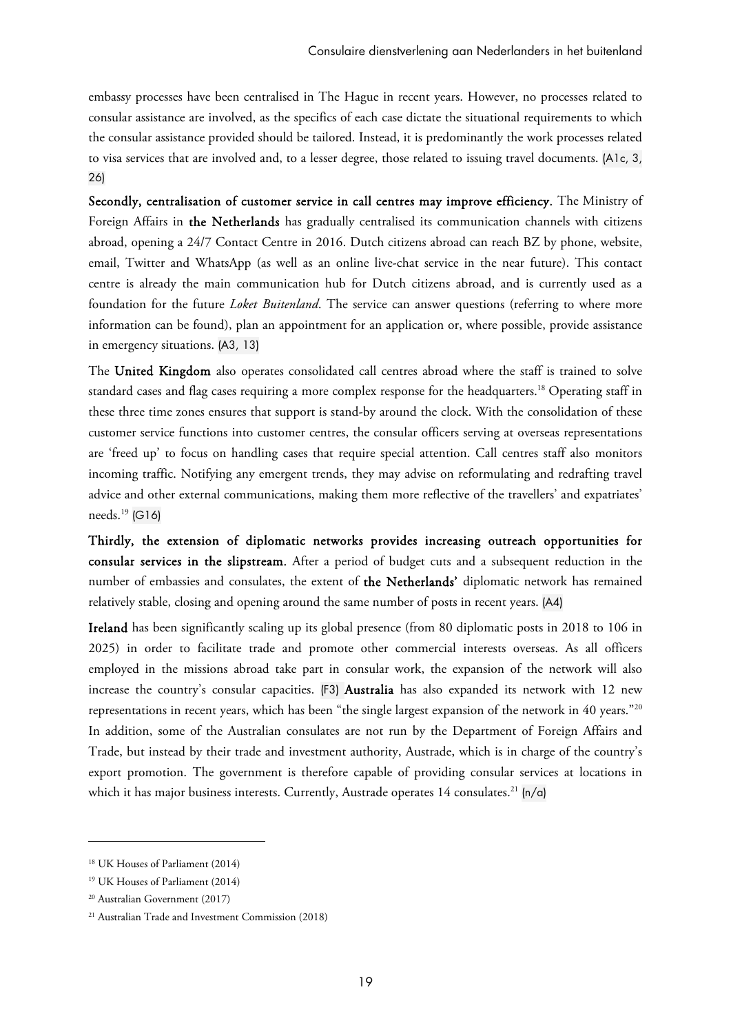embassy processes have been centralised in The Hague in recent years. However, no processes related to consular assistance are involved, as the specifics of each case dictate the situational requirements to which the consular assistance provided should be tailored. Instead, it is predominantly the work processes related to visa services that are involved and, to a lesser degree, those related to issuing travel documents. (A1c, 3, 26)

**Secondly, centralisation of customer service in call centres may improve efficiency.** The Ministry of Foreign Affairs in **the Netherlands** has gradually centralised its communication channels with citizens abroad, opening a 24/7 Contact Centre in 2016. Dutch citizens abroad can reach BZ by phone, website, email, Twitter and WhatsApp (as well as an online live-chat service in the near future). This contact centre is already the main communication hub for Dutch citizens abroad, and is currently used as a foundation for the future *Loket Buitenland*. The service can answer questions (referring to where more information can be found), plan an appointment for an application or, where possible, provide assistance in emergency situations. (A3, 13)

The **United Kingdom** also operates consolidated call centres abroad where the staff is trained to solve standard cases and flag cases requiring a more complex response for the headquarters.[18] Operating staff in these three time zones ensures that support is stand-by around the clock. With the consolidation of these customer service functions into customer centres, the consular officers serving at overseas representations are 'freed up' to focus on handling cases that require special attention. Call centres staff also monitors incoming traffic. Notifying any emergent trends, they may advise on reformulating and redrafting travel advice and other external communications, making them more reflective of the travellers' and expatriates' needs.[19] (G16)

**Thirdly, the extension of diplomatic networks provides increasing outreach opportunities for consular services in the slipstream.** After a period of budget cuts and a subsequent reduction in the number of embassies and consulates, the extent of **the Netherlands'** diplomatic network has remained relatively stable, closing and opening around the same number of posts in recent years. (A4)

**Ireland** has been significantly scaling up its global presence (from 80 diplomatic posts in 2018 to 106 in 2025) in order to facilitate trade and promote other commercial interests overseas. As all officers employed in the missions abroad take part in consular work, the expansion of the network will also increase the country's consular capacities. (F3) **Australia** has also expanded its network with 12 new representations in recent years, which has been "the single largest expansion of the network in 40 years."[20] In addition, some of the Australian consulates are not run by the Department of Foreign Affairs and Trade, but instead by their trade and investment authority, Austrade, which is in charge of the country's export promotion. The government is therefore capable of providing consular services at locations in which it has major business interests. Currently, Austrade operates 14 consulates.[21] (n/a)

---

[18] UK Houses of Parliament (2014)

[19] UK Houses of Parliament (2014)

[20] Australian Government (2017)

[21] Australian Trade and Investment Commission (2018)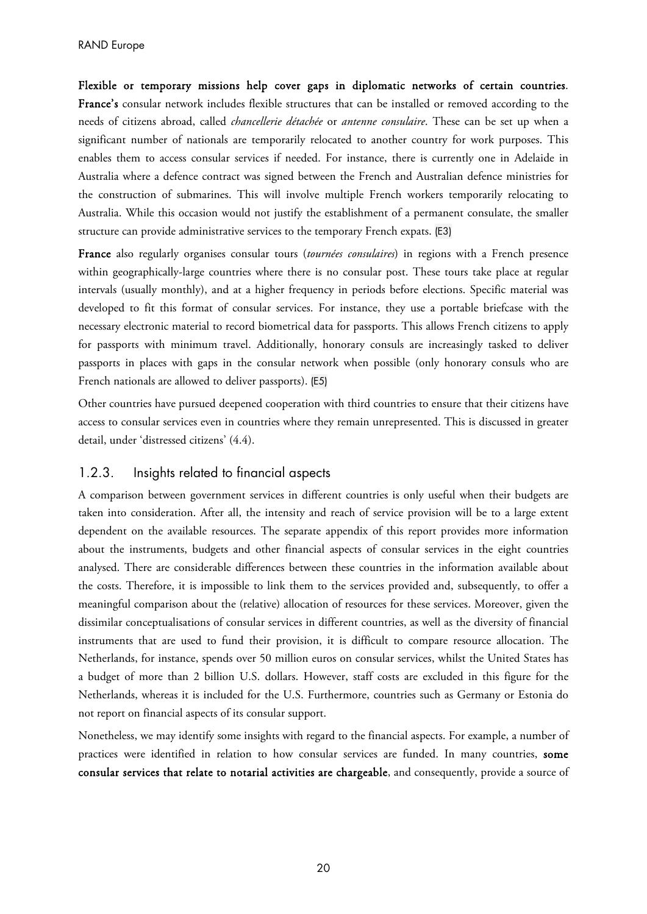**Flexible or temporary missions help cover gaps in diplomatic networks of certain countries**. **France's** consular network includes flexible structures that can be installed or removed according to the needs of citizens abroad, called *chancellerie détachée* or *antenne consulaire*. These can be set up when a significant number of nationals are temporarily relocated to another country for work purposes. This enables them to access consular services if needed. For instance, there is currently one in Adelaide in Australia where a defence contract was signed between the French and Australian defence ministries for the construction of submarines. This will involve multiple French workers temporarily relocating to Australia. While this occasion would not justify the establishment of a permanent consulate, the smaller structure can provide administrative services to the temporary French expats. (E3)

**France** also regularly organises consular tours (*tournées consulaires*) in regions with a French presence within geographically-large countries where there is no consular post. These tours take place at regular intervals (usually monthly), and at a higher frequency in periods before elections. Specific material was developed to fit this format of consular services. For instance, they use a portable briefcase with the necessary electronic material to record biometrical data for passports. This allows French citizens to apply for passports with minimum travel. Additionally, honorary consuls are increasingly tasked to deliver passports in places with gaps in the consular network when possible (only honorary consuls who are French nationals are allowed to deliver passports). (E5)

Other countries have pursued deepened cooperation with third countries to ensure that their citizens have access to consular services even in countries where they remain unrepresented. This is discussed in greater detail, under 'distressed citizens' (4.4).

### 1.2.3. Insights related to financial aspects

A comparison between government services in different countries is only useful when their budgets are taken into consideration. After all, the intensity and reach of service provision will be to a large extent dependent on the available resources. The separate appendix of this report provides more information about the instruments, budgets and other financial aspects of consular services in the eight countries analysed. There are considerable differences between these countries in the information available about the costs. Therefore, it is impossible to link them to the services provided and, subsequently, to offer a meaningful comparison about the (relative) allocation of resources for these services. Moreover, given the dissimilar conceptualisations of consular services in different countries, as well as the diversity of financial instruments that are used to fund their provision, it is difficult to compare resource allocation. The Netherlands, for instance, spends over 50 million euros on consular services, whilst the United States has a budget of more than 2 billion U.S. dollars. However, staff costs are excluded in this figure for the Netherlands, whereas it is included for the U.S. Furthermore, countries such as Germany or Estonia do not report on financial aspects of its consular support.

Nonetheless, we may identify some insights with regard to the financial aspects. For example, a number of practices were identified in relation to how consular services are funded. In many countries, **some consular services that relate to notarial activities are chargeable**, and consequently, provide a source of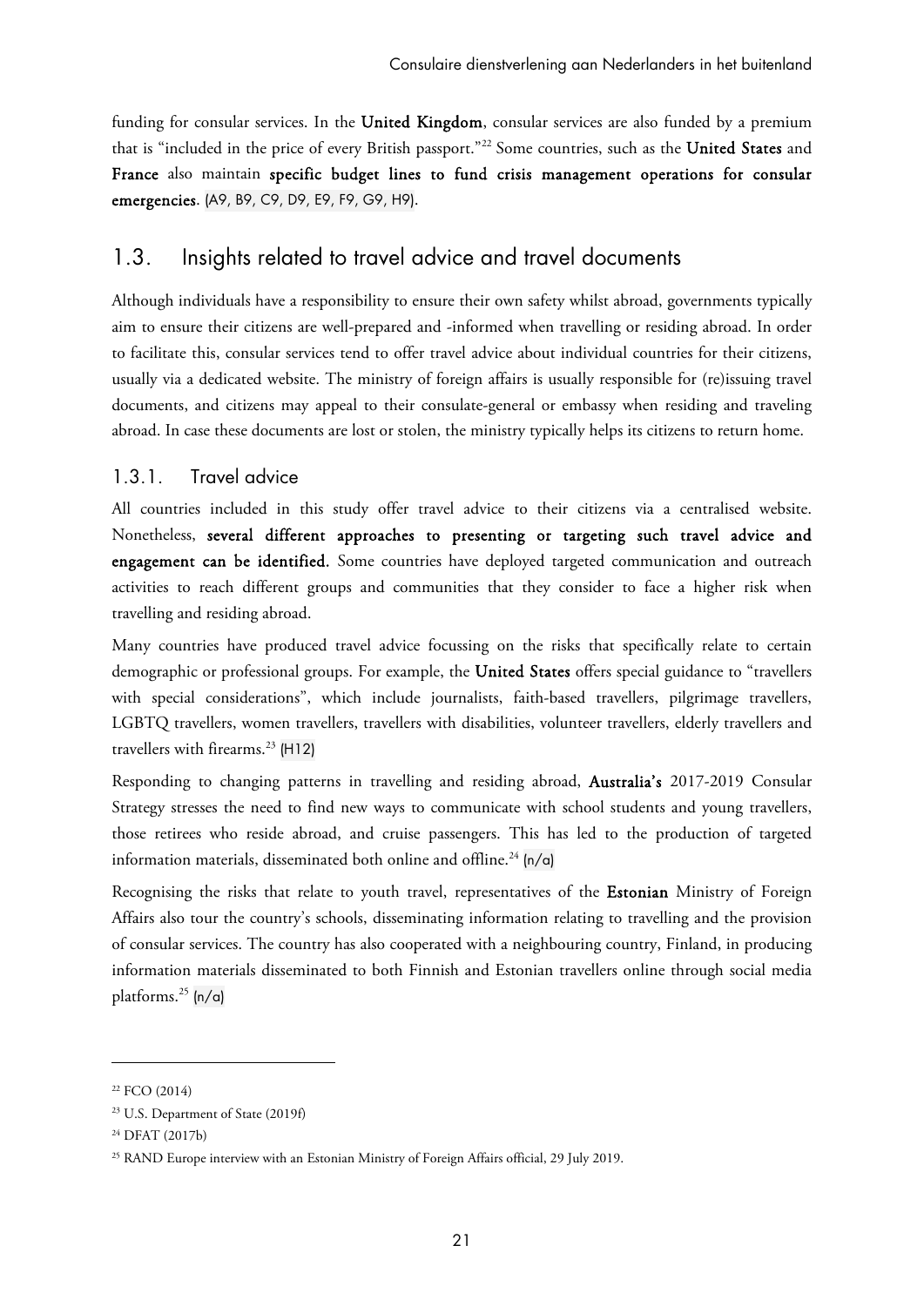funding for consular services. In the **United Kingdom**, consular services are also funded by a premium that is "included in the price of every British passport."[22] Some countries, such as the **United States** and **France** also maintain **specific budget lines to fund crisis management operations for consular emergencies**. (A9, B9, C9, D9, E9, F9, G9, H9).

## 1.3. Insights related to travel advice and travel documents

Although individuals have a responsibility to ensure their own safety whilst abroad, governments typically aim to ensure their citizens are well-prepared and -informed when travelling or residing abroad. In order to facilitate this, consular services tend to offer travel advice about individual countries for their citizens, usually via a dedicated website. The ministry of foreign affairs is usually responsible for (re)issuing travel documents, and citizens may appeal to their consulate-general or embassy when residing and traveling abroad. In case these documents are lost or stolen, the ministry typically helps its citizens to return home.

### 1.3.1. Travel advice

All countries included in this study offer travel advice to their citizens via a centralised website. Nonetheless, **several different approaches to presenting or targeting such travel advice and engagement can be identified.** Some countries have deployed targeted communication and outreach activities to reach different groups and communities that they consider to face a higher risk when travelling and residing abroad.

Many countries have produced travel advice focussing on the risks that specifically relate to certain demographic or professional groups. For example, the **United States** offers special guidance to "travellers with special considerations", which include journalists, faith-based travellers, pilgrimage travellers, LGBTQ travellers, women travellers, travellers with disabilities, volunteer travellers, elderly travellers and travellers with firearms.[23] (H12)

Responding to changing patterns in travelling and residing abroad, **Australia's** 2017-2019 Consular Strategy stresses the need to find new ways to communicate with school students and young travellers, those retirees who reside abroad, and cruise passengers. This has led to the production of targeted information materials, disseminated both online and offline.[24] (n/a)

Recognising the risks that relate to youth travel, representatives of the **Estonian** Ministry of Foreign Affairs also tour the country's schools, disseminating information relating to travelling and the provision of consular services. The country has also cooperated with a neighbouring country, Finland, in producing information materials disseminated to both Finnish and Estonian travellers online through social media platforms.[25] (n/a)

---

[22] FCO (2014)

[23] U.S. Department of State (2019f)

[24] DFAT (2017b)

[25] RAND Europe interview with an Estonian Ministry of Foreign Affairs official, 29 July 2019.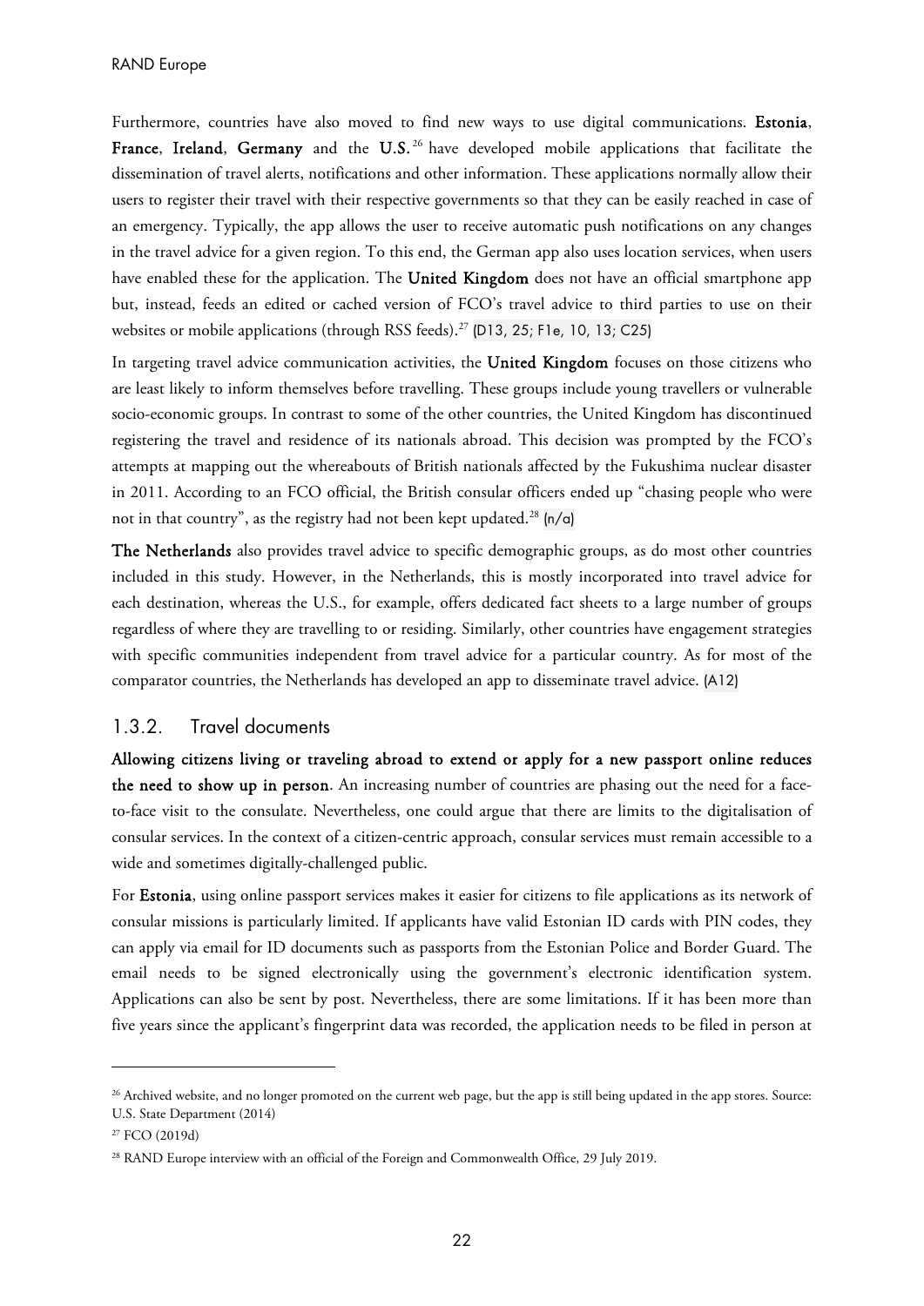Furthermore, countries have also moved to find new ways to use digital communications. **Estonia**, **France**, **Ireland**, **Germany** and the **U.S.**[26] have developed mobile applications that facilitate the dissemination of travel alerts, notifications and other information. These applications normally allow their users to register their travel with their respective governments so that they can be easily reached in case of an emergency. Typically, the app allows the user to receive automatic push notifications on any changes in the travel advice for a given region. To this end, the German app also uses location services, when users have enabled these for the application. The **United Kingdom** does not have an official smartphone app but, instead, feeds an edited or cached version of FCO's travel advice to third parties to use on their websites or mobile applications (through RSS feeds).[27] (D13, 25; F1e, 10, 13; C25)

In targeting travel advice communication activities, the **United Kingdom** focuses on those citizens who are least likely to inform themselves before travelling. These groups include young travellers or vulnerable socio-economic groups. In contrast to some of the other countries, the United Kingdom has discontinued registering the travel and residence of its nationals abroad. This decision was prompted by the FCO's attempts at mapping out the whereabouts of British nationals affected by the Fukushima nuclear disaster in 2011. According to an FCO official, the British consular officers ended up "chasing people who were not in that country", as the registry had not been kept updated.[28] (n/a)

**The Netherlands** also provides travel advice to specific demographic groups, as do most other countries included in this study. However, in the Netherlands, this is mostly incorporated into travel advice for each destination, whereas the U.S., for example, offers dedicated fact sheets to a large number of groups regardless of where they are travelling to or residing. Similarly, other countries have engagement strategies with specific communities independent from travel advice for a particular country. As for most of the comparator countries, the Netherlands has developed an app to disseminate travel advice. (A12)

### 1.3.2. Travel documents

**Allowing citizens living or traveling abroad to extend or apply for a new passport online reduces the need to show up in person**. An increasing number of countries are phasing out the need for a face-to-face visit to the consulate. Nevertheless, one could argue that there are limits to the digitalisation of consular services. In the context of a citizen-centric approach, consular services must remain accessible to a wide and sometimes digitally-challenged public.

For **Estonia**, using online passport services makes it easier for citizens to file applications as its network of consular missions is particularly limited. If applicants have valid Estonian ID cards with PIN codes, they can apply via email for ID documents such as passports from the Estonian Police and Border Guard. The email needs to be signed electronically using the government's electronic identification system. Applications can also be sent by post. Nevertheless, there are some limitations. If it has been more than five years since the applicant's fingerprint data was recorded, the application needs to be filed in person at

---

[26] Archived website, and no longer promoted on the current web page, but the app is still being updated in the app stores. Source: U.S. State Department (2014)

[27] FCO (2019d)

[28] RAND Europe interview with an official of the Foreign and Commonwealth Office, 29 July 2019.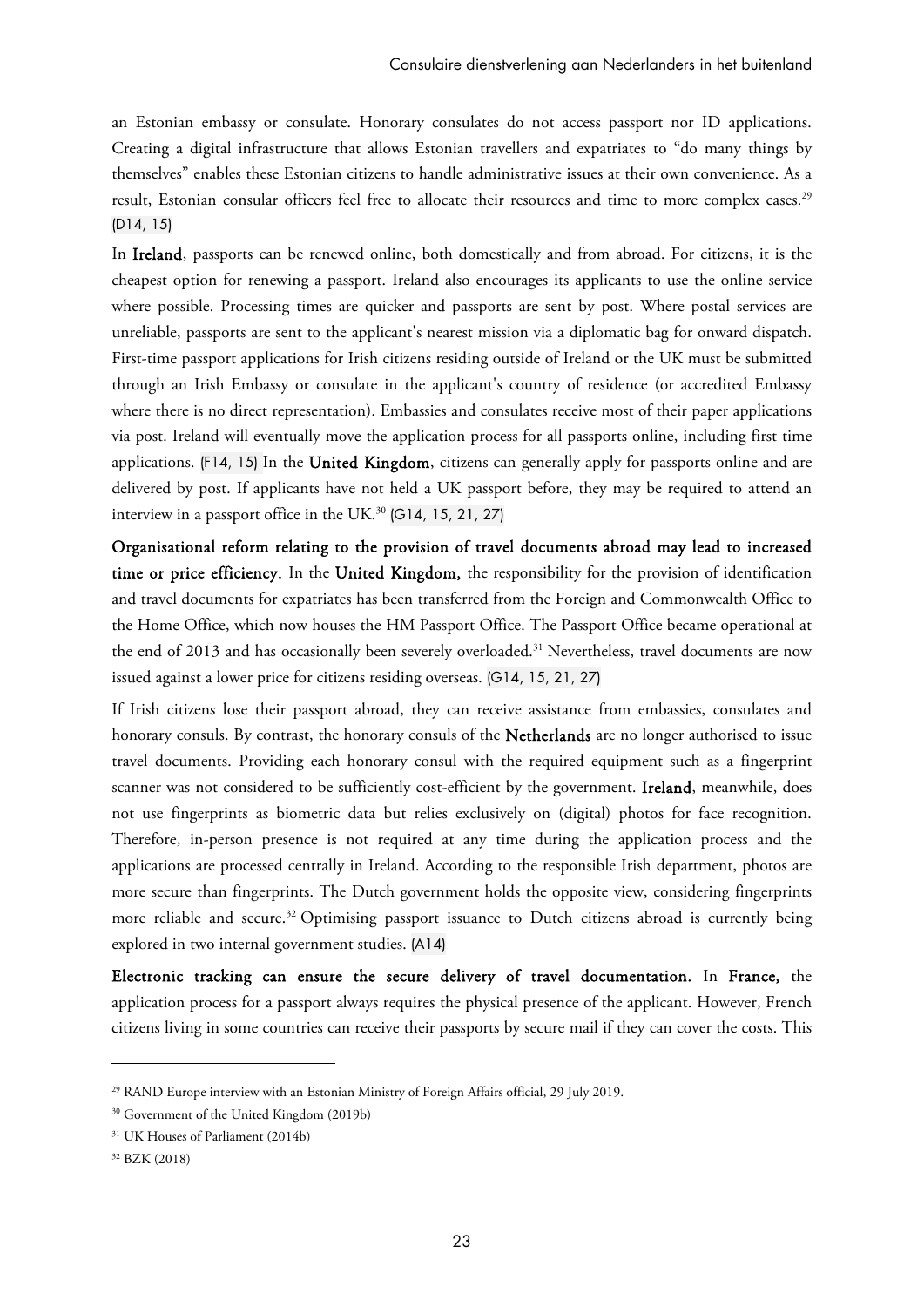an Estonian embassy or consulate. Honorary consulates do not access passport nor ID applications. Creating a digital infrastructure that allows Estonian travellers and expatriates to "do many things by themselves" enables these Estonian citizens to handle administrative issues at their own convenience. As a result, Estonian consular officers feel free to allocate their resources and time to more complex cases.[29] (D14, 15)

In **Ireland**, passports can be renewed online, both domestically and from abroad. For citizens, it is the cheapest option for renewing a passport. Ireland also encourages its applicants to use the online service where possible. Processing times are quicker and passports are sent by post. Where postal services are unreliable, passports are sent to the applicant's nearest mission via a diplomatic bag for onward dispatch. First-time passport applications for Irish citizens residing outside of Ireland or the UK must be submitted through an Irish Embassy or consulate in the applicant's country of residence (or accredited Embassy where there is no direct representation). Embassies and consulates receive most of their paper applications via post. Ireland will eventually move the application process for all passports online, including first time applications. (F14, 15) In the **United Kingdom**, citizens can generally apply for passports online and are delivered by post. If applicants have not held a UK passport before, they may be required to attend an interview in a passport office in the UK.[30] (G14, 15, 21, 27)

**Organisational reform relating to the provision of travel documents abroad may lead to increased time or price efficiency.** In the **United Kingdom,** the responsibility for the provision of identification and travel documents for expatriates has been transferred from the Foreign and Commonwealth Office to the Home Office, which now houses the HM Passport Office. The Passport Office became operational at the end of 2013 and has occasionally been severely overloaded.[31] Nevertheless, travel documents are now issued against a lower price for citizens residing overseas. (G14, 15, 21, 27)

If Irish citizens lose their passport abroad, they can receive assistance from embassies, consulates and honorary consuls. By contrast, the honorary consuls of the **Netherlands** are no longer authorised to issue travel documents. Providing each honorary consul with the required equipment such as a fingerprint scanner was not considered to be sufficiently cost-efficient by the government. **Ireland**, meanwhile, does not use fingerprints as biometric data but relies exclusively on (digital) photos for face recognition. Therefore, in-person presence is not required at any time during the application process and the applications are processed centrally in Ireland. According to the responsible Irish department, photos are more secure than fingerprints. The Dutch government holds the opposite view, considering fingerprints more reliable and secure.[32] Optimising passport issuance to Dutch citizens abroad is currently being explored in two internal government studies. (A14)

**Electronic tracking can ensure the secure delivery of travel documentation.** In **France,** the application process for a passport always requires the physical presence of the applicant. However, French citizens living in some countries can receive their passports by secure mail if they can cover the costs. This

---

[29] RAND Europe interview with an Estonian Ministry of Foreign Affairs official, 29 July 2019.

[30] Government of the United Kingdom (2019b)

[31] UK Houses of Parliament (2014b)

[32] BZK (2018)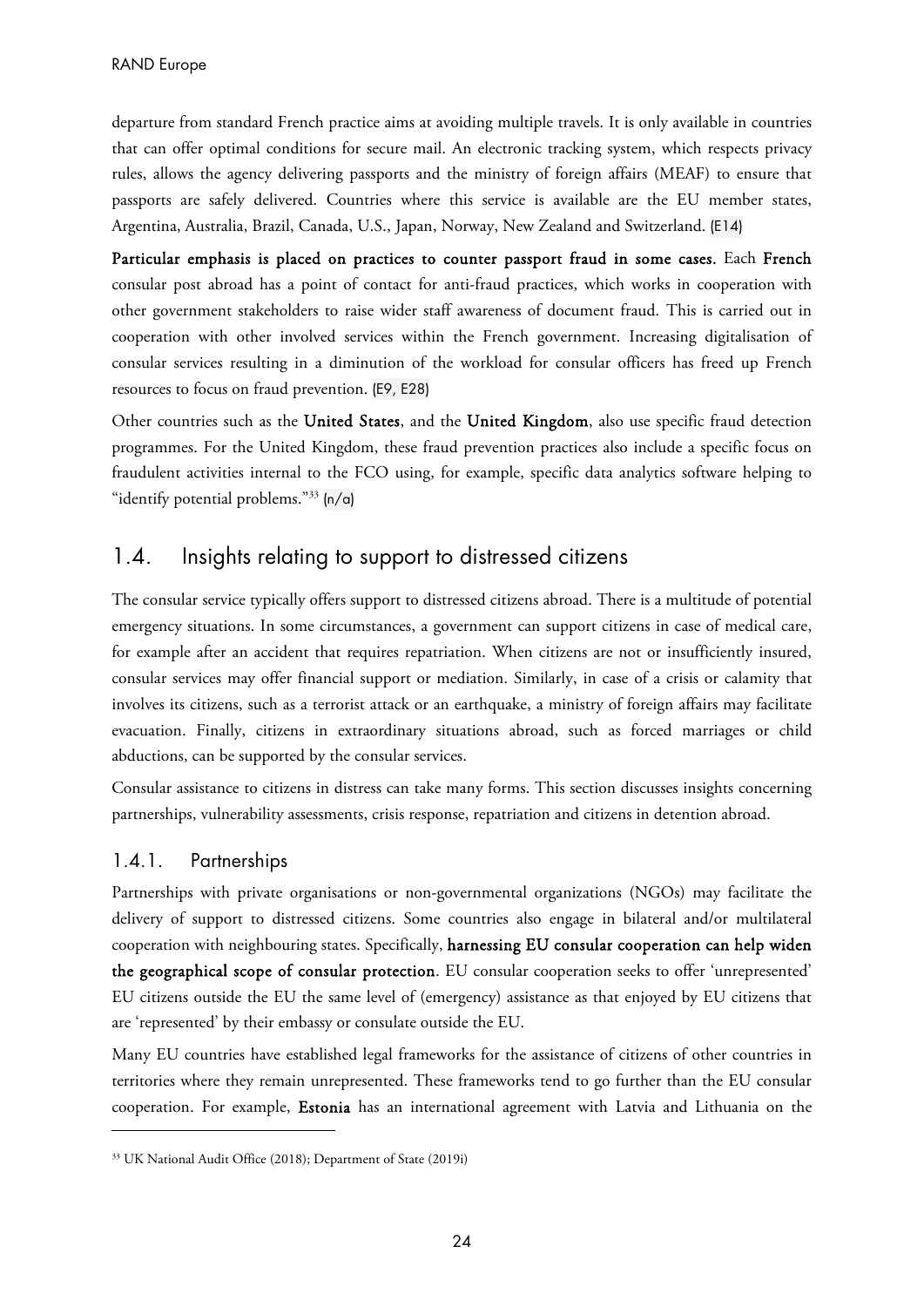departure from standard French practice aims at avoiding multiple travels. It is only available in countries that can offer optimal conditions for secure mail. An electronic tracking system, which respects privacy rules, allows the agency delivering passports and the ministry of foreign affairs (MEAF) to ensure that passports are safely delivered. Countries where this service is available are the EU member states, Argentina, Australia, Brazil, Canada, U.S., Japan, Norway, New Zealand and Switzerland. (E14)

**Particular emphasis is placed on practices to counter passport fraud in some cases.** Each **French** consular post abroad has a point of contact for anti-fraud practices, which works in cooperation with other government stakeholders to raise wider staff awareness of document fraud. This is carried out in cooperation with other involved services within the French government. Increasing digitalisation of consular services resulting in a diminution of the workload for consular officers has freed up French resources to focus on fraud prevention. (E9, E28)

Other countries such as the **United States**, and the **United Kingdom**, also use specific fraud detection programmes. For the United Kingdom, these fraud prevention practices also include a specific focus on fraudulent activities internal to the FCO using, for example, specific data analytics software helping to "identify potential problems."[33] (n/a)

## 1.4. Insights relating to support to distressed citizens

The consular service typically offers support to distressed citizens abroad. There is a multitude of potential emergency situations. In some circumstances, a government can support citizens in case of medical care, for example after an accident that requires repatriation. When citizens are not or insufficiently insured, consular services may offer financial support or mediation. Similarly, in case of a crisis or calamity that involves its citizens, such as a terrorist attack or an earthquake, a ministry of foreign affairs may facilitate evacuation. Finally, citizens in extraordinary situations abroad, such as forced marriages or child abductions, can be supported by the consular services.

Consular assistance to citizens in distress can take many forms. This section discusses insights concerning partnerships, vulnerability assessments, crisis response, repatriation and citizens in detention abroad.

### 1.4.1. Partnerships

Partnerships with private organisations or non-governmental organizations (NGOs) may facilitate the delivery of support to distressed citizens. Some countries also engage in bilateral and/or multilateral cooperation with neighbouring states. Specifically, **harnessing EU consular cooperation can help widen the geographical scope of consular protection**. EU consular cooperation seeks to offer 'unrepresented' EU citizens outside the EU the same level of (emergency) assistance as that enjoyed by EU citizens that are 'represented' by their embassy or consulate outside the EU.

Many EU countries have established legal frameworks for the assistance of citizens of other countries in territories where they remain unrepresented. These frameworks tend to go further than the EU consular cooperation. For example, **Estonia** has an international agreement with Latvia and Lithuania on the

[33] UK National Audit Office (2018); Department of State (2019i)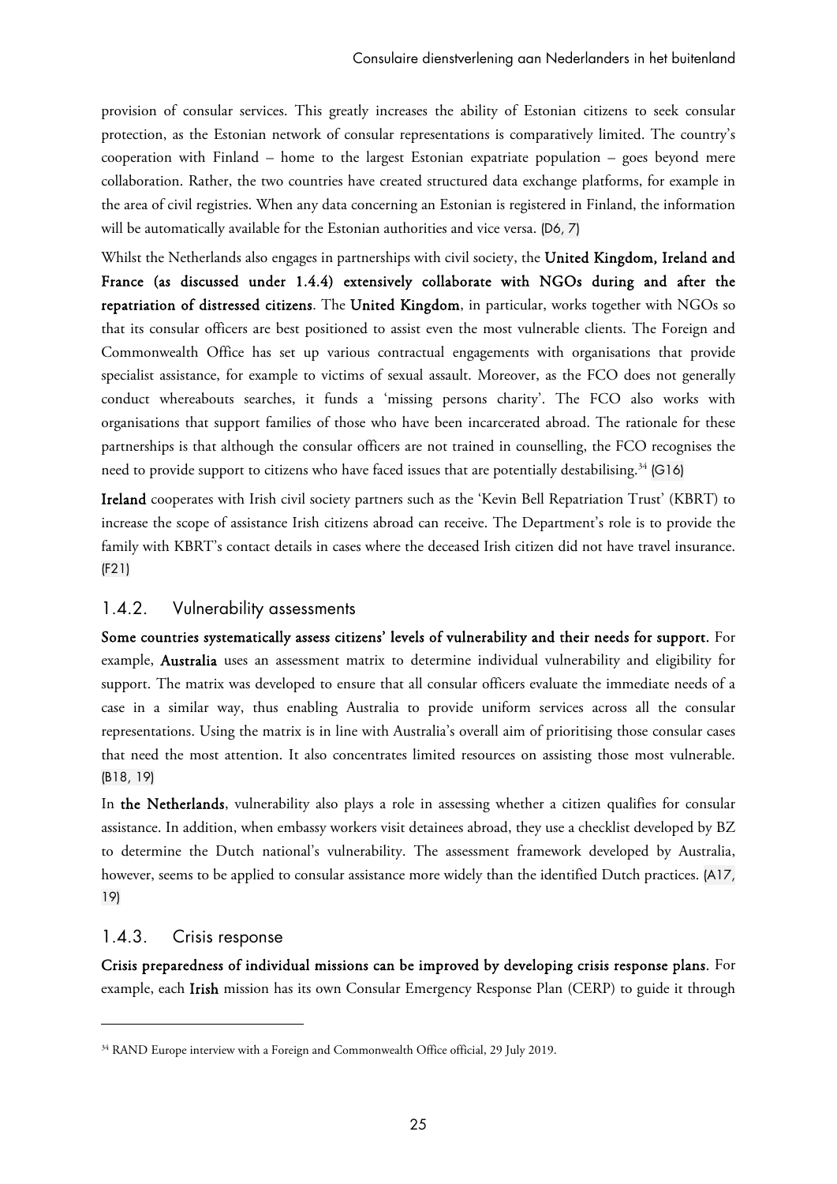provision of consular services. This greatly increases the ability of Estonian citizens to seek consular protection, as the Estonian network of consular representations is comparatively limited. The country's cooperation with Finland – home to the largest Estonian expatriate population – goes beyond mere collaboration. Rather, the two countries have created structured data exchange platforms, for example in the area of civil registries. When any data concerning an Estonian is registered in Finland, the information will be automatically available for the Estonian authorities and vice versa. (D6, 7)

Whilst the Netherlands also engages in partnerships with civil society, the **United Kingdom, Ireland and France (as discussed under 1.4.4) extensively collaborate with NGOs during and after the repatriation of distressed citizens**. The **United Kingdom**, in particular, works together with NGOs so that its consular officers are best positioned to assist even the most vulnerable clients. The Foreign and Commonwealth Office has set up various contractual engagements with organisations that provide specialist assistance, for example to victims of sexual assault. Moreover, as the FCO does not generally conduct whereabouts searches, it funds a 'missing persons charity'. The FCO also works with organisations that support families of those who have been incarcerated abroad. The rationale for these partnerships is that although the consular officers are not trained in counselling, the FCO recognises the need to provide support to citizens who have faced issues that are potentially destabilising.[34] (G16)

**Ireland** cooperates with Irish civil society partners such as the 'Kevin Bell Repatriation Trust' (KBRT) to increase the scope of assistance Irish citizens abroad can receive. The Department's role is to provide the family with KBRT's contact details in cases where the deceased Irish citizen did not have travel insurance. (F21)

### 1.4.2. Vulnerability assessments

**Some countries systematically assess citizens' levels of vulnerability and their needs for support**. For example, **Australia** uses an assessment matrix to determine individual vulnerability and eligibility for support. The matrix was developed to ensure that all consular officers evaluate the immediate needs of a case in a similar way, thus enabling Australia to provide uniform services across all the consular representations. Using the matrix is in line with Australia's overall aim of prioritising those consular cases that need the most attention. It also concentrates limited resources on assisting those most vulnerable. (B18, 19)

In **the Netherlands**, vulnerability also plays a role in assessing whether a citizen qualifies for consular assistance. In addition, when embassy workers visit detainees abroad, they use a checklist developed by BZ to determine the Dutch national's vulnerability. The assessment framework developed by Australia, however, seems to be applied to consular assistance more widely than the identified Dutch practices. (A17, 19)

### 1.4.3. Crisis response

**Crisis preparedness of individual missions can be improved by developing crisis response plans**. For example, each **Irish** mission has its own Consular Emergency Response Plan (CERP) to guide it through

---

[34] RAND Europe interview with a Foreign and Commonwealth Office official, 29 July 2019.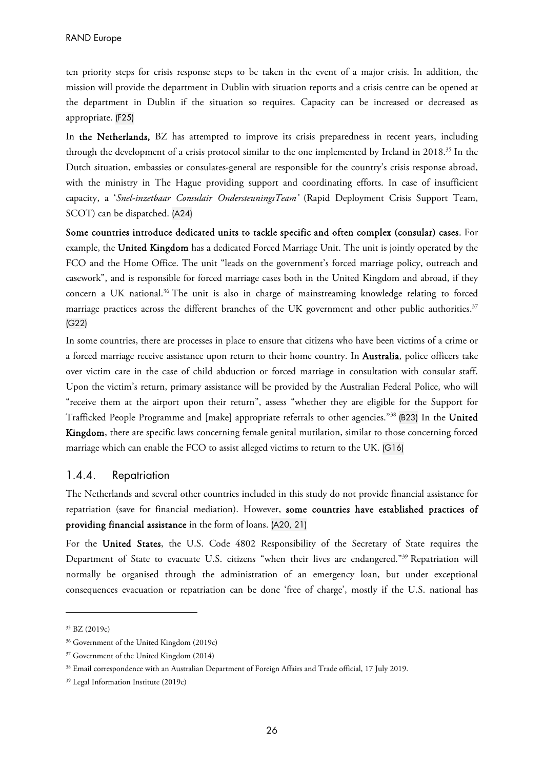ten priority steps for crisis response steps to be taken in the event of a major crisis. In addition, the mission will provide the department in Dublin with situation reports and a crisis centre can be opened at the department in Dublin if the situation so requires. Capacity can be increased or decreased as appropriate. (F25)

In **the Netherlands,** BZ has attempted to improve its crisis preparedness in recent years, including through the development of a crisis protocol similar to the one implemented by Ireland in 2018.[35] In the Dutch situation, embassies or consulates-general are responsible for the country's crisis response abroad, with the ministry in The Hague providing support and coordinating efforts. In case of insufficient capacity, a '*Snel-inzetbaar Consulair OndersteuningsTeam'* (Rapid Deployment Crisis Support Team, SCOT) can be dispatched. (A24)

**Some countries introduce dedicated units to tackle specific and often complex (consular) cases.** For example, the **United Kingdom** has a dedicated Forced Marriage Unit. The unit is jointly operated by the FCO and the Home Office. The unit "leads on the government's forced marriage policy, outreach and casework", and is responsible for forced marriage cases both in the United Kingdom and abroad, if they concern a UK national.[36] The unit is also in charge of mainstreaming knowledge relating to forced marriage practices across the different branches of the UK government and other public authorities.[37] (G22)

In some countries, there are processes in place to ensure that citizens who have been victims of a crime or a forced marriage receive assistance upon return to their home country. In **Australia**, police officers take over victim care in the case of child abduction or forced marriage in consultation with consular staff. Upon the victim's return, primary assistance will be provided by the Australian Federal Police, who will "receive them at the airport upon their return", assess "whether they are eligible for the Support for Trafficked People Programme and [make] appropriate referrals to other agencies."[38] (B23) In the **United Kingdom**, there are specific laws concerning female genital mutilation, similar to those concerning forced marriage which can enable the FCO to assist alleged victims to return to the UK. (G16)

### 1.4.4. Repatriation

The Netherlands and several other countries included in this study do not provide financial assistance for repatriation (save for financial mediation). However, **some countries have established practices of providing financial assistance** in the form of loans. (A20, 21)

For the **United States**, the U.S. Code 4802 Responsibility of the Secretary of State requires the Department of State to evacuate U.S. citizens "when their lives are endangered."[39] Repatriation will normally be organised through the administration of an emergency loan, but under exceptional consequences evacuation or repatriation can be done 'free of charge', mostly if the U.S. national has

---

[35] BZ (2019c)

[36] Government of the United Kingdom (2019c)

[37] Government of the United Kingdom (2014)

[38] Email correspondence with an Australian Department of Foreign Affairs and Trade official, 17 July 2019.

[39] Legal Information Institute (2019c)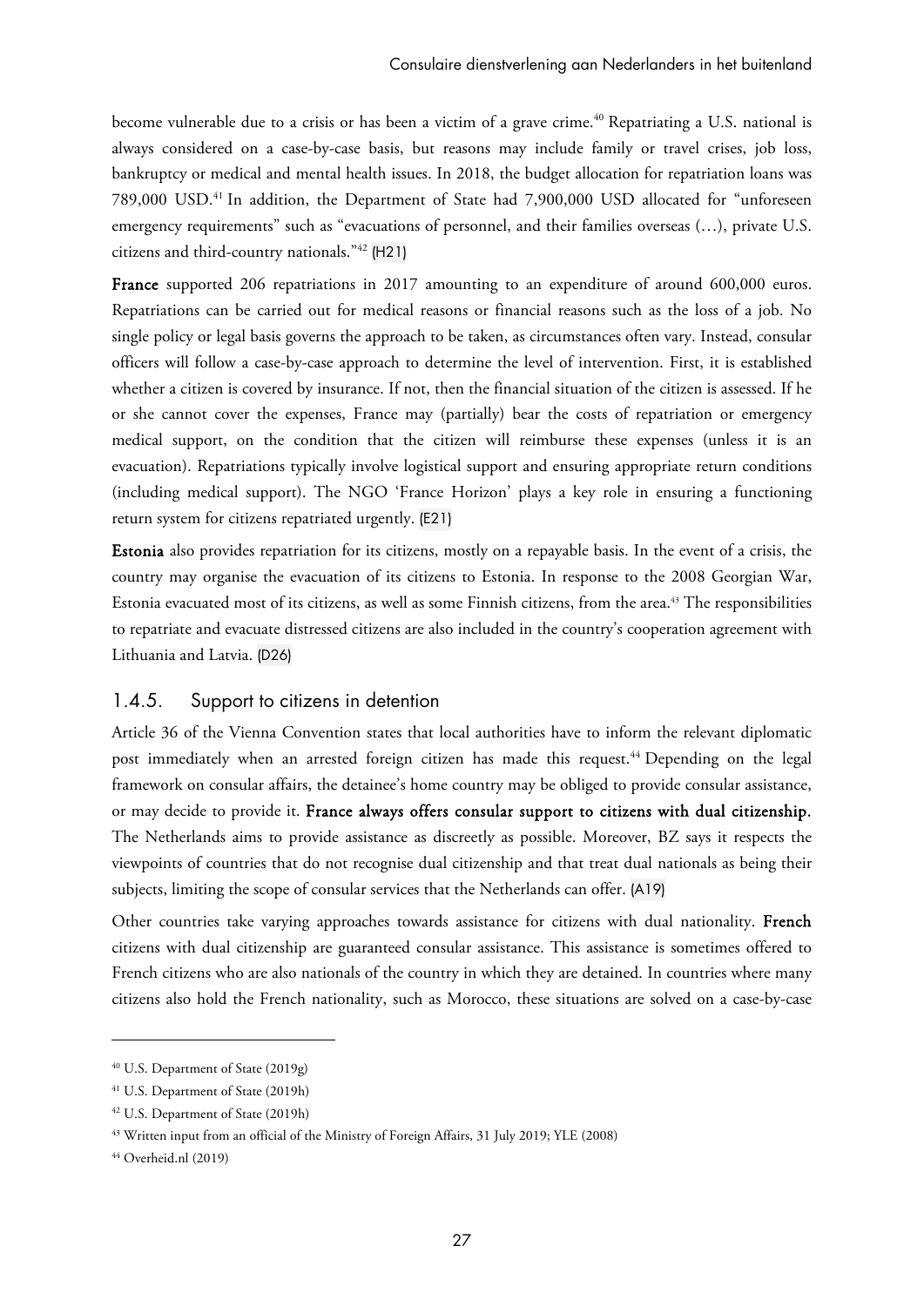become vulnerable due to a crisis or has been a victim of a grave crime.[40] Repatriating a U.S. national is always considered on a case-by-case basis, but reasons may include family or travel crises, job loss, bankruptcy or medical and mental health issues. In 2018, the budget allocation for repatriation loans was 789,000 USD.[41] In addition, the Department of State had 7,900,000 USD allocated for "unforeseen emergency requirements" such as "evacuations of personnel, and their families overseas (…), private U.S. citizens and third-country nationals."[42] (H21)

**France** supported 206 repatriations in 2017 amounting to an expenditure of around 600,000 euros. Repatriations can be carried out for medical reasons or financial reasons such as the loss of a job. No single policy or legal basis governs the approach to be taken, as circumstances often vary. Instead, consular officers will follow a case-by-case approach to determine the level of intervention. First, it is established whether a citizen is covered by insurance. If not, then the financial situation of the citizen is assessed. If he or she cannot cover the expenses, France may (partially) bear the costs of repatriation or emergency medical support, on the condition that the citizen will reimburse these expenses (unless it is an evacuation). Repatriations typically involve logistical support and ensuring appropriate return conditions (including medical support). The NGO 'France Horizon' plays a key role in ensuring a functioning return system for citizens repatriated urgently. (E21)

**Estonia** also provides repatriation for its citizens, mostly on a repayable basis. In the event of a crisis, the country may organise the evacuation of its citizens to Estonia. In response to the 2008 Georgian War, Estonia evacuated most of its citizens, as well as some Finnish citizens, from the area.[43] The responsibilities to repatriate and evacuate distressed citizens are also included in the country's cooperation agreement with Lithuania and Latvia. (D26)

### 1.4.5. Support to citizens in detention

Article 36 of the Vienna Convention states that local authorities have to inform the relevant diplomatic post immediately when an arrested foreign citizen has made this request.[44] Depending on the legal framework on consular affairs, the detainee's home country may be obliged to provide consular assistance, or may decide to provide it. **France always offers consular support to citizens with dual citizenship.** The Netherlands aims to provide assistance as discreetly as possible. Moreover, BZ says it respects the viewpoints of countries that do not recognise dual citizenship and that treat dual nationals as being their subjects, limiting the scope of consular services that the Netherlands can offer. (A19)

Other countries take varying approaches towards assistance for citizens with dual nationality. **French** citizens with dual citizenship are guaranteed consular assistance. This assistance is sometimes offered to French citizens who are also nationals of the country in which they are detained. In countries where many citizens also hold the French nationality, such as Morocco, these situations are solved on a case-by-case

---

[40] U.S. Department of State (2019g)

[41] U.S. Department of State (2019h)

[42] U.S. Department of State (2019h)

[43] Written input from an official of the Ministry of Foreign Affairs, 31 July 2019; YLE (2008)

[44] Overheid.nl (2019)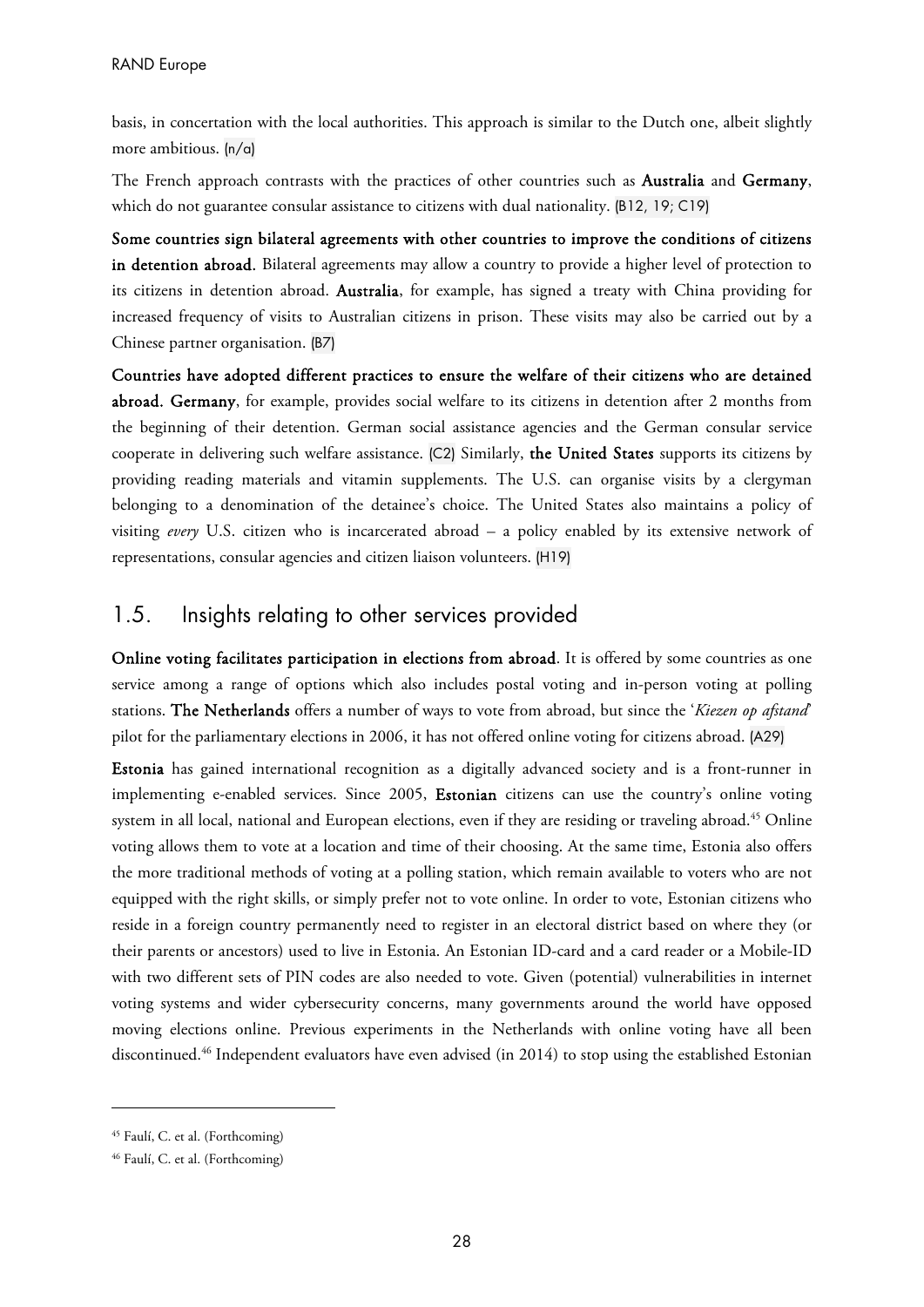basis, in concertation with the local authorities. This approach is similar to the Dutch one, albeit slightly more ambitious. (n/a)

The French approach contrasts with the practices of other countries such as **Australia** and **Germany**, which do not guarantee consular assistance to citizens with dual nationality. (B12, 19; C19)

**Some countries sign bilateral agreements with other countries to improve the conditions of citizens in detention abroad.** Bilateral agreements may allow a country to provide a higher level of protection to its citizens in detention abroad. **Australia**, for example, has signed a treaty with China providing for increased frequency of visits to Australian citizens in prison. These visits may also be carried out by a Chinese partner organisation. (B7)

**Countries have adopted different practices to ensure the welfare of their citizens who are detained abroad. Germany**, for example, provides social welfare to its citizens in detention after 2 months from the beginning of their detention. German social assistance agencies and the German consular service cooperate in delivering such welfare assistance. (C2) Similarly, **the United States** supports its citizens by providing reading materials and vitamin supplements. The U.S. can organise visits by a clergyman belonging to a denomination of the detainee's choice. The United States also maintains a policy of visiting *every* U.S. citizen who is incarcerated abroad – a policy enabled by its extensive network of representations, consular agencies and citizen liaison volunteers. (H19)

## 1.5. Insights relating to other services provided

**Online voting facilitates participation in elections from abroad**. It is offered by some countries as one service among a range of options which also includes postal voting and in-person voting at polling stations. **The Netherlands** offers a number of ways to vote from abroad, but since the '*Kiezen op afstand*' pilot for the parliamentary elections in 2006, it has not offered online voting for citizens abroad. (A29)

**Estonia** has gained international recognition as a digitally advanced society and is a front-runner in implementing e-enabled services. Since 2005, **Estonian** citizens can use the country's online voting system in all local, national and European elections, even if they are residing or traveling abroad.[45] Online voting allows them to vote at a location and time of their choosing. At the same time, Estonia also offers the more traditional methods of voting at a polling station, which remain available to voters who are not equipped with the right skills, or simply prefer not to vote online. In order to vote, Estonian citizens who reside in a foreign country permanently need to register in an electoral district based on where they (or their parents or ancestors) used to live in Estonia. An Estonian ID-card and a card reader or a Mobile-ID with two different sets of PIN codes are also needed to vote. Given (potential) vulnerabilities in internet voting systems and wider cybersecurity concerns, many governments around the world have opposed moving elections online. Previous experiments in the Netherlands with online voting have all been discontinued.[46] Independent evaluators have even advised (in 2014) to stop using the established Estonian

---

[45] Faulí, C. et al. (Forthcoming)

[46] Faulí, C. et al. (Forthcoming)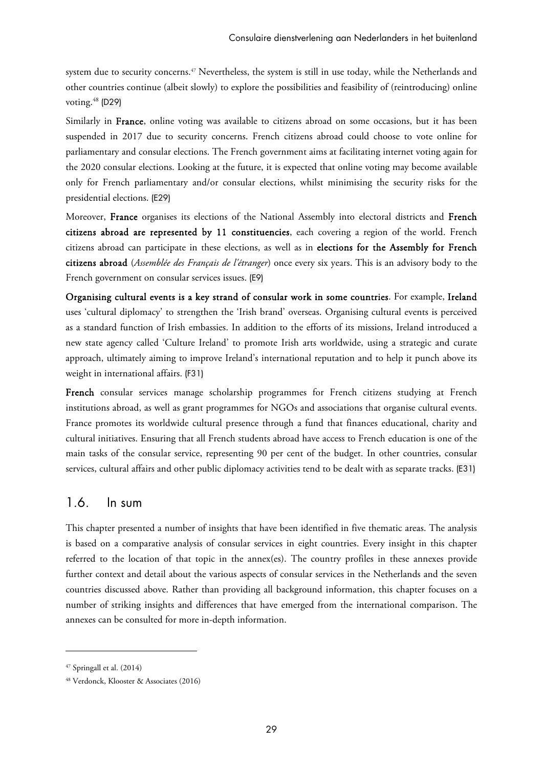system due to security concerns.[47] Nevertheless, the system is still in use today, while the Netherlands and other countries continue (albeit slowly) to explore the possibilities and feasibility of (reintroducing) online voting.[48] (D29)

Similarly in **France**, online voting was available to citizens abroad on some occasions, but it has been suspended in 2017 due to security concerns. French citizens abroad could choose to vote online for parliamentary and consular elections. The French government aims at facilitating internet voting again for the 2020 consular elections. Looking at the future, it is expected that online voting may become available only for French parliamentary and/or consular elections, whilst minimising the security risks for the presidential elections. (E29)

Moreover, **France** organises its elections of the National Assembly into electoral districts and **French citizens abroad are represented by 11 constituencies**, each covering a region of the world. French citizens abroad can participate in these elections, as well as in **elections for the Assembly for French citizens abroad** (*Assemblée des Français de l'étranger*) once every six years. This is an advisory body to the French government on consular services issues. (E9)

**Organising cultural events is a key strand of consular work in some countries**. For example, **Ireland** uses 'cultural diplomacy' to strengthen the 'Irish brand' overseas. Organising cultural events is perceived as a standard function of Irish embassies. In addition to the efforts of its missions, Ireland introduced a new state agency called 'Culture Ireland' to promote Irish arts worldwide, using a strategic and curate approach, ultimately aiming to improve Ireland's international reputation and to help it punch above its weight in international affairs. (F31)

**French** consular services manage scholarship programmes for French citizens studying at French institutions abroad, as well as grant programmes for NGOs and associations that organise cultural events. France promotes its worldwide cultural presence through a fund that finances educational, charity and cultural initiatives. Ensuring that all French students abroad have access to French education is one of the main tasks of the consular service, representing 90 per cent of the budget. In other countries, consular services, cultural affairs and other public diplomacy activities tend to be dealt with as separate tracks. (E31)

## 1.6. In sum

This chapter presented a number of insights that have been identified in five thematic areas. The analysis is based on a comparative analysis of consular services in eight countries. Every insight in this chapter referred to the location of that topic in the annex(es). The country profiles in these annexes provide further context and detail about the various aspects of consular services in the Netherlands and the seven countries discussed above. Rather than providing all background information, this chapter focuses on a number of striking insights and differences that have emerged from the international comparison. The annexes can be consulted for more in-depth information.

---

[47] Springall et al. (2014)

[48] Verdonck, Klooster & Associates (2016)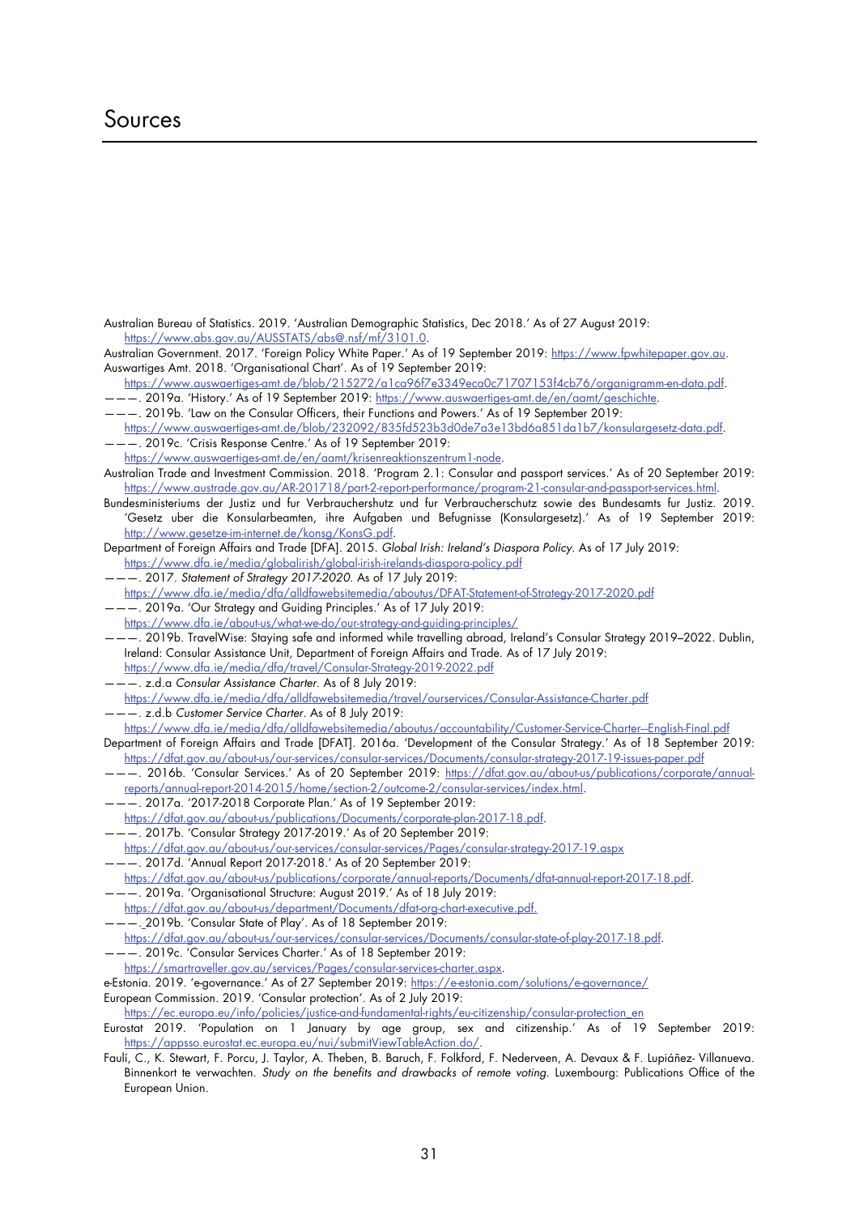# Sources

Australian Bureau of Statistics. 2019. 'Australian Demographic Statistics, Dec 2018.' As of 27 August 2019: https://www.abs.gov.au/AUSSTATS/abs@.nsf/mf/3101.0.

Australian Government. 2017. 'Foreign Policy White Paper.' As of 19 September 2019: https://www.fpwhitepaper.gov.au.

Auswartiges Amt. 2018. 'Organisational Chart'. As of 19 September 2019: https://www.auswaertiges-amt.de/blob/215272/a1ca96f7e3349eca0c71707153f4cb76/organigramm-en-data.pdf.

———. 2019a. 'History.' As of 19 September 2019: https://www.auswaertiges-amt.de/en/aamt/geschichte.

———. 2019b. 'Law on the Consular Officers, their Functions and Powers.' As of 19 September 2019: https://www.auswaertiges-amt.de/blob/232092/835fd523b3d0de7a3e13bd6a851da1b7/konsulargesetz-data.pdf.

———. 2019c. 'Crisis Response Centre.' As of 19 September 2019: https://www.auswaertiges-amt.de/en/aamt/krisenreaktionszentrum1-node.

Australian Trade and Investment Commission. 2018. 'Program 2.1: Consular and passport services.' As of 20 September 2019: https://www.austrade.gov.au/AR-201718/part-2-report-performance/program-21-consular-and-passport-services.html.

Bundesministeriums der Justiz und fur Verbraucherschutz und fur Verbraucherschutz sowie des Bundesamts fur Justiz. 2019. 'Gesetz uber die Konsularbeamten, ihre Aufgaben und Befugnisse (Konsulargesetz).' As of 19 September 2019: http://www.gesetze-im-internet.de/konsg/KonsG.pdf.

Department of Foreign Affairs and Trade [DFA]. 2015. *Global Irish: Ireland's Diaspora Policy*. As of 17 July 2019: https://www.dfa.ie/media/globalirish/global-irish-irelands-diaspora-policy.pdf

———. 2017. *Statement of Strategy 2017-2020*. As of 17 July 2019: https://www.dfa.ie/media/dfa/alldfawebsitemedia/aboutus/DFAT-Statement-of-Strategy-2017-2020.pdf

———. 2019a. 'Our Strategy and Guiding Principles.' As of 17 July 2019: https://www.dfa.ie/about-us/what-we-do/our-strategy-and-guiding-principles/

———. 2019b. TravelWise: Staying safe and informed while travelling abroad, Ireland's Consular Strategy 2019–2022. Dublin, Ireland: Consular Assistance Unit, Department of Foreign Affairs and Trade. As of 17 July 2019: https://www.dfa.ie/media/dfa/travel/Consular-Strategy-2019-2022.pdf

———. z.d.a *Consular Assistance Charter*. As of 8 July 2019: https://www.dfa.ie/media/dfa/alldfawebsitemedia/travel/ourservices/Consular-Assistance-Charter.pdf

———. z.d.b *Customer Service Charter*. As of 8 July 2019: https://www.dfa.ie/media/dfa/alldfawebsitemedia/aboutus/accountability/Customer-Service-Charter--English-Final.pdf

Department of Foreign Affairs and Trade [DFAT]. 2016a. 'Development of the Consular Strategy.' As of 18 September 2019: https://dfat.gov.au/about-us/our-services/consular-services/Documents/consular-strategy-2017-19-issues-paper.pdf

———. 2016b. 'Consular Services.' As of 20 September 2019: https://dfat.gov.au/about-us/publications/corporate/annual-reports/annual-report-2014-2015/home/section-2/outcome-2/consular-services/index.html.

———. 2017a. '2017-2018 Corporate Plan.' As of 19 September 2019: https://dfat.gov.au/about-us/publications/Documents/corporate-plan-2017-18.pdf.

———. 2017b. 'Consular Strategy 2017-2019.' As of 20 September 2019: https://dfat.gov.au/about-us/our-services/consular-services/Pages/consular-strategy-2017-19.aspx

———. 2017d. 'Annual Report 2017-2018.' As of 20 September 2019: https://dfat.gov.au/about-us/publications/corporate/annual-reports/Documents/dfat-annual-report-2017-18.pdf.

———. 2019a. 'Organisational Structure: August 2019.' As of 18 July 2019: https://dfat.gov.au/about-us/department/Documents/dfat-org-chart-executive.pdf.

———. 2019b. 'Consular State of Play'. As of 18 September 2019: https://dfat.gov.au/about-us/our-services/consular-services/Documents/consular-state-of-play-2017-18.pdf.

———. 2019c. 'Consular Services Charter.' As of 18 September 2019: https://smartraveller.gov.au/services/Pages/consular-services-charter.aspx.

e-Estonia. 2019. 'e-governance.' As of 27 September 2019: https://e-estonia.com/solutions/e-governance/

European Commission. 2019. 'Consular protection'. As of 2 July 2019: https://ec.europa.eu/info/policies/justice-and-fundamental-rights/eu-citizenship/consular-protection_en

Eurostat 2019. 'Population on 1 January by age group, sex and citizenship.' As of 19 September 2019: https://appsso.eurostat.ec.europa.eu/nui/submitViewTableAction.do/.

Faulí, C., K. Stewart, F. Porcu, J. Taylor, A. Theben, B. Baruch, F. Folkford, F. Nederveen, A. Devaux & F. Lupiáñez- Villanueva. Binnenkort te verwachten. *Study on the benefits and drawbacks of remote voting*. Luxembourg: Publications Office of the European Union.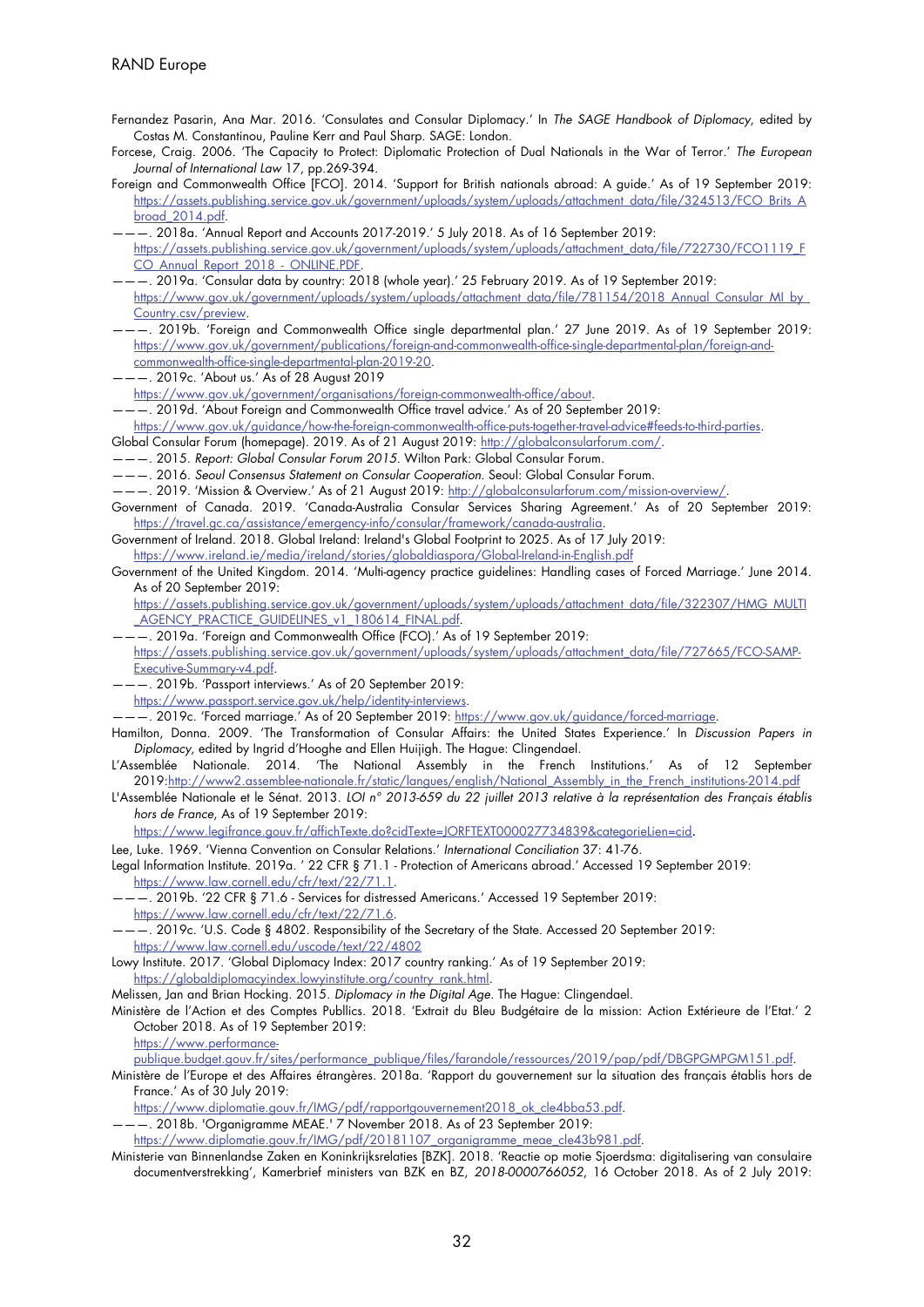Fernandez Pasarin, Ana Mar. 2016. 'Consulates and Consular Diplomacy.' In *The SAGE Handbook of Diplomacy*, edited by Costas M. Constantinou, Pauline Kerr and Paul Sharp. SAGE: London.

Forcese, Craig. 2006. 'The Capacity to Protect: Diplomatic Protection of Dual Nationals in the War of Terror.' *The European Journal of International Law* 17, pp.269-394.

Foreign and Commonwealth Office [FCO]. 2014. 'Support for British nationals abroad: A guide.' As of 19 September 2019: https://assets.publishing.service.gov.uk/government/uploads/system/uploads/attachment_data/file/324513/FCO_Brits_Abroad_2014.pdf.

———. 2018a. 'Annual Report and Accounts 2017-2019.' 5 July 2018. As of 16 September 2019: https://assets.publishing.service.gov.uk/government/uploads/system/uploads/attachment_data/file/722730/FCO1119_FCO_Annual_Report_2018_-_ONLINE.PDF.

———. 2019a. 'Consular data by country: 2018 (whole year).' 25 February 2019. As of 19 September 2019: https://www.gov.uk/government/uploads/system/uploads/attachment_data/file/781154/2018_Annual_Consular_MI_by_Country.csv/preview.

———. 2019b. 'Foreign and Commonwealth Office single departmental plan.' 27 June 2019. As of 19 September 2019: https://www.gov.uk/government/publications/foreign-and-commonwealth-office-single-departmental-plan/foreign-and-commonwealth-office-single-departmental-plan-2019-20.

———. 2019c. 'About us.' As of 28 August 2019 https://www.gov.uk/government/organisations/foreign-commonwealth-office/about.

———. 2019d. 'About Foreign and Commonwealth Office travel advice.' As of 20 September 2019: https://www.gov.uk/guidance/how-the-foreign-commonwealth-office-puts-together-travel-advice#feeds-to-third-parties.

Global Consular Forum (homepage). 2019. As of 21 August 2019: http://globalconsularforum.com/.

———. 2015. *Report: Global Consular Forum 2015*. Wilton Park: Global Consular Forum.

———. 2016. *Seoul Consensus Statement on Consular Cooperation*. Seoul: Global Consular Forum.

———. 2019. 'Mission & Overview.' As of 21 August 2019: http://globalconsularforum.com/mission-overview/.

Government of Canada. 2019. 'Canada-Australia Consular Services Sharing Agreement.' As of 20 September 2019: https://travel.gc.ca/assistance/emergency-info/consular/framework/canada-australia.

Government of Ireland. 2018. Global Ireland: Ireland's Global Footprint to 2025. As of 17 July 2019: https://www.ireland.ie/media/ireland/stories/globaldiaspora/Global-Ireland-in-English.pdf

Government of the United Kingdom. 2014. 'Multi-agency practice guidelines: Handling cases of Forced Marriage.' June 2014. As of 20 September 2019: https://assets.publishing.service.gov.uk/government/uploads/system/uploads/attachment_data/file/322307/HMG_MULTI_AGENCY_PRACTICE_GUIDELINES_v1_180614_FINAL.pdf.

———. 2019a. 'Foreign and Commonwealth Office (FCO).' As of 19 September 2019: https://assets.publishing.service.gov.uk/government/uploads/system/uploads/attachment_data/file/727665/FCO-SAMP-Executive-Summary-v4.pdf.

———. 2019b. 'Passport interviews.' As of 20 September 2019: https://www.passport.service.gov.uk/help/identity-interviews.

———. 2019c. 'Forced marriage.' As of 20 September 2019: https://www.gov.uk/guidance/forced-marriage.

Hamilton, Donna. 2009. 'The Transformation of Consular Affairs: the United States Experience.' In *Discussion Papers in Diplomacy*, edited by Ingrid d'Hooghe and Ellen Huijigh. The Hague: Clingendael.

L'Assemblée Nationale. 2014. 'The National Assembly in the French Institutions.' As of 12 September 2019:http://www2.assemblee-nationale.fr/static/langues/english/National_Assembly_in_the_French_institutions-2014.pdf

L'Assemblée Nationale et le Sénat. 2013. *LOI n° 2013-659 du 22 juillet 2013 relative à la représentation des Français établis hors de France*, As of 19 September 2019: https://www.legifrance.gouv.fr/affichTexte.do?cidTexte=JORFTEXT000027734839&categorieLien=cid.

Lee, Luke. 1969. 'Vienna Convention on Consular Relations.' *International Conciliation* 37: 41-76.

Legal Information Institute. 2019a. ' 22 CFR § 71.1 - Protection of Americans abroad.' Accessed 19 September 2019: https://www.law.cornell.edu/cfr/text/22/71.1.

———. 2019b. '22 CFR § 71.6 - Services for distressed Americans.' Accessed 19 September 2019: https://www.law.cornell.edu/cfr/text/22/71.6.

———. 2019c. 'U.S. Code § 4802. Responsibility of the Secretary of the State. Accessed 20 September 2019: https://www.law.cornell.edu/uscode/text/22/4802

Lowy Institute. 2017. 'Global Diplomacy Index: 2017 country ranking.' As of 19 September 2019: https://globaldiplomacyindex.lowyinstitute.org/country_rank.html.

Melissen, Jan and Brian Hocking. 2015. *Diplomacy in the Digital Age*. The Hague: Clingendael.

Ministère de l'Action et des Comptes Publlics. 2018. 'Extrait du Bleu Budgétaire de la mission: Action Extérieure de l'Etat.' 2 October 2018. As of 19 September 2019: https://www.performance-publique.budget.gouv.fr/sites/performance_publique/files/farandole/ressources/2019/pap/pdf/DBGPGMPGM151.pdf.

Ministère de l'Europe et des Affaires étrangères. 2018a. 'Rapport du gouvernement sur la situation des français établis hors de France.' As of 30 July 2019: https://www.diplomatie.gouv.fr/IMG/pdf/rapportgouvernement2018_ok_cle4bba53.pdf.

———. 2018b. 'Organigramme MEAE.' 7 November 2018. As of 23 September 2019: https://www.diplomatie.gouv.fr/IMG/pdf/20181107_organigramme_meae_cle43b981.pdf.

Ministerie van Binnenlandse Zaken en Koninkrijksrelaties [BZK]. 2018. 'Reactie op motie Sjoerdsma: digitalisering van consulaire documentverstrekking', Kamerbrief ministers van BZK en BZ, *2018-0000766052*, 16 October 2018. As of 2 July 2019: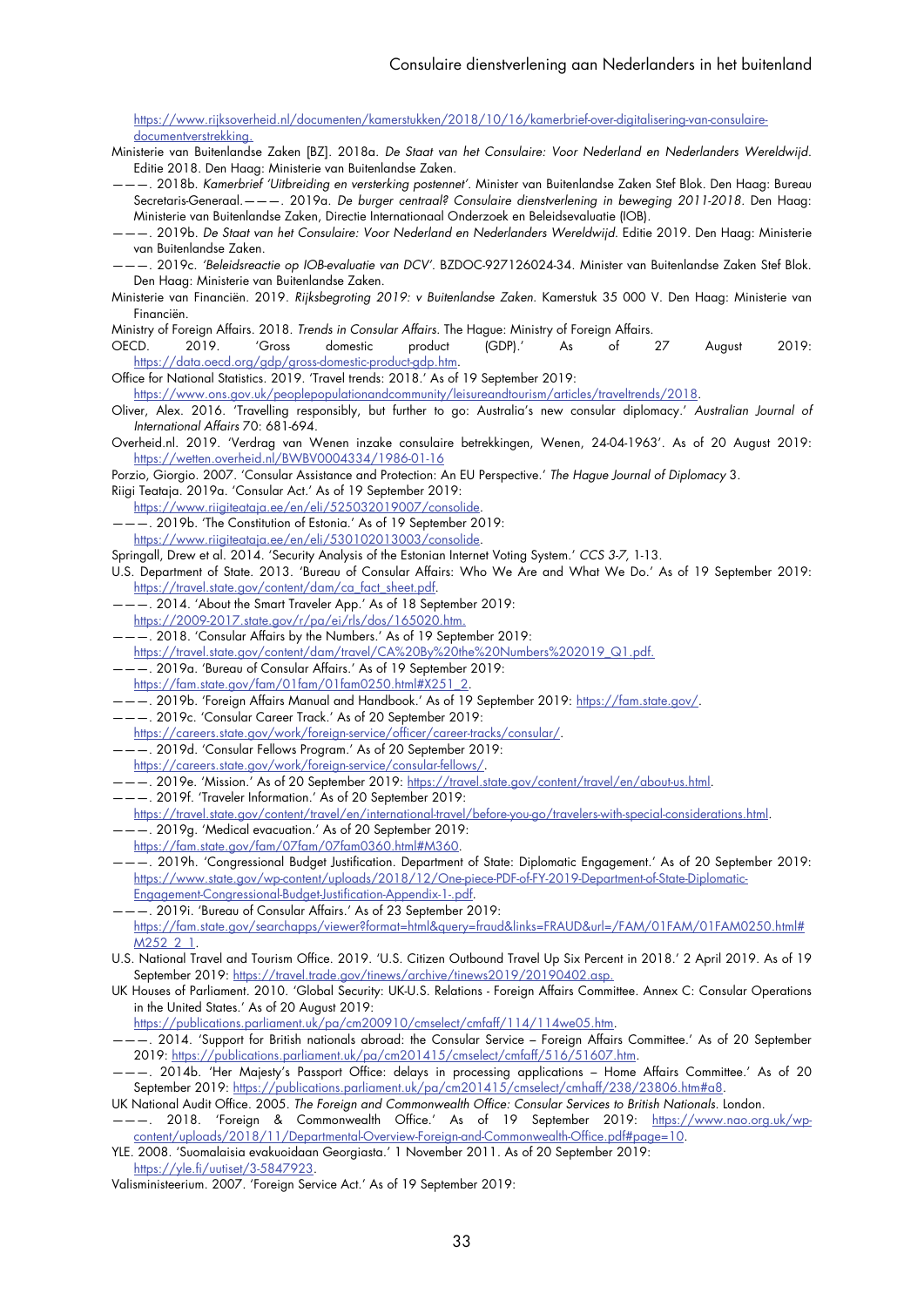https://www.rijksoverheid.nl/documenten/kamerstukken/2018/10/16/kamerbrief-over-digitalisering-van-consulaire-documentverstrekking.

Ministerie van Buitenlandse Zaken [BZ]. 2018a. *De Staat van het Consulaire: Voor Nederland en Nederlanders Wereldwijd.* Editie 2018. Den Haag: Ministerie van Buitenlandse Zaken.

———. 2018b. *Kamerbrief 'Uitbreiding en versterking postennet'.* Minister van Buitenlandse Zaken Stef Blok. Den Haag: Bureau Secretaris-Generaal.———. 2019a. *De burger centraal? Consulaire dienstverlening in beweging 2011-2018.* Den Haag: Ministerie van Buitenlandse Zaken, Directie Internationaal Onderzoek en Beleidsevaluatie (IOB).

———. 2019b. *De Staat van het Consulaire: Voor Nederland en Nederlanders Wereldwijd.* Editie 2019. Den Haag: Ministerie van Buitenlandse Zaken.

———. 2019c. *'Beleidsreactie op IOB-evaluatie van DCV'.* BZDOC-927126024-34. Minister van Buitenlandse Zaken Stef Blok. Den Haag: Ministerie van Buitenlandse Zaken.

Ministerie van Financiën. 2019. *Rijksbegroting 2019: v Buitenlandse Zaken.* Kamerstuk 35 000 V. Den Haag: Ministerie van Financiën.

Ministry of Foreign Affairs. 2018. *Trends in Consular Affairs.* The Hague: Ministry of Foreign Affairs.

OECD. 2019. 'Gross domestic product (GDP).' As of 27 August 2019: https://data.oecd.org/gdp/gross-domestic-product-gdp.htm.

Office for National Statistics. 2019. 'Travel trends: 2018.' As of 19 September 2019: https://www.ons.gov.uk/peoplepopulationandcommunity/leisureandtourism/articles/traveltrends/2018.

Oliver, Alex. 2016. 'Travelling responsibly, but further to go: Australia's new consular diplomacy.' *Australian Journal of International Affairs* 70: 681-694.

Overheid.nl. 2019. 'Verdrag van Wenen inzake consulaire betrekkingen, Wenen, 24-04-1963'. As of 20 August 2019: https://wetten.overheid.nl/BWBV0004334/1986-01-16

Porzio, Giorgio. 2007. 'Consular Assistance and Protection: An EU Perspective.' *The Hague Journal of Diplomacy* 3.

Riigi Teataja. 2019a. 'Consular Act.' As of 19 September 2019: https://www.riigiteataja.ee/en/eli/525032019007/consolide.

———. 2019b. 'The Constitution of Estonia.' As of 19 September 2019: https://www.riigiteataja.ee/en/eli/530102013003/consolide.

Springall, Drew et al. 2014. 'Security Analysis of the Estonian Internet Voting System.' *CCS 3-7*, 1-13.

U.S. Department of State. 2013. 'Bureau of Consular Affairs: Who We Are and What We Do.' As of 19 September 2019: https://travel.state.gov/content/dam/ca_fact_sheet.pdf.

———. 2014. 'About the Smart Traveler App.' As of 18 September 2019: https://2009-2017.state.gov/r/pa/ei/rls/dos/165020.htm.

———. 2018. 'Consular Affairs by the Numbers.' As of 19 September 2019: https://travel.state.gov/content/dam/travel/CA%20By%20the%20Numbers%202019_Q1.pdf.

———. 2019a. 'Bureau of Consular Affairs.' As of 19 September 2019: https://fam.state.gov/fam/01fam/01fam0250.html#X251_2.

———. 2019b. 'Foreign Affairs Manual and Handbook.' As of 19 September 2019: https://fam.state.gov/.

———. 2019c. 'Consular Career Track.' As of 20 September 2019: https://careers.state.gov/work/foreign-service/officer/career-tracks/consular/.

———. 2019d. 'Consular Fellows Program.' As of 20 September 2019: https://careers.state.gov/work/foreign-service/consular-fellows/.

———. 2019e. 'Mission.' As of 20 September 2019: https://travel.state.gov/content/travel/en/about-us.html.

———. 2019f. 'Traveler Information.' As of 20 September 2019: https://travel.state.gov/content/travel/en/international-travel/before-you-go/travelers-with-special-considerations.html.

———. 2019g. 'Medical evacuation.' As of 20 September 2019: https://fam.state.gov/fam/07fam/07fam0360.html#M360.

———. 2019h. 'Congressional Budget Justification. Department of State: Diplomatic Engagement.' As of 20 September 2019: https://www.state.gov/wp-content/uploads/2018/12/One-piece-PDF-of-FY-2019-Department-of-State-Diplomatic-Engagement-Congressional-Budget-Justification-Appendix-1-.pdf.

———. 2019i. 'Bureau of Consular Affairs.' As of 23 September 2019: https://fam.state.gov/searchapps/viewer?format=html&query=fraud&links=FRAUD&url=/FAM/01FAM/01FAM0250.html#M252_2_1.

U.S. National Travel and Tourism Office. 2019. 'U.S. Citizen Outbound Travel Up Six Percent in 2018.' 2 April 2019. As of 19 September 2019: https://travel.trade.gov/tinews/archive/tinews2019/20190402.asp.

UK Houses of Parliament. 2010. 'Global Security: UK-U.S. Relations - Foreign Affairs Committee. Annex C: Consular Operations in the United States.' As of 20 August 2019: https://publications.parliament.uk/pa/cm200910/cmselect/cmfaff/114/114we05.htm.

———. 2014. 'Support for British nationals abroad: the Consular Service – Foreign Affairs Committee.' As of 20 September 2019: https://publications.parliament.uk/pa/cm201415/cmselect/cmfaff/516/51607.htm.

———. 2014b. 'Her Majesty's Passport Office: delays in processing applications – Home Affairs Committee.' As of 20 September 2019: https://publications.parliament.uk/pa/cm201415/cmselect/cmhaff/238/23806.htm#a8.

UK National Audit Office. 2005. *The Foreign and Commonwealth Office: Consular Services to British Nationals.* London.

———. 2018. 'Foreign & Commonwealth Office.' As of 19 September 2019: https://www.nao.org.uk/wp-content/uploads/2018/11/Departmental-Overview-Foreign-and-Commonwealth-Office.pdf#page=10.

YLE. 2008. 'Suomalaisia evakuoidaan Georgiasta.' 1 November 2011. As of 20 September 2019: https://yle.fi/uutiset/3-5847923.

Valisministeerium. 2007. 'Foreign Service Act.' As of 19 September 2019: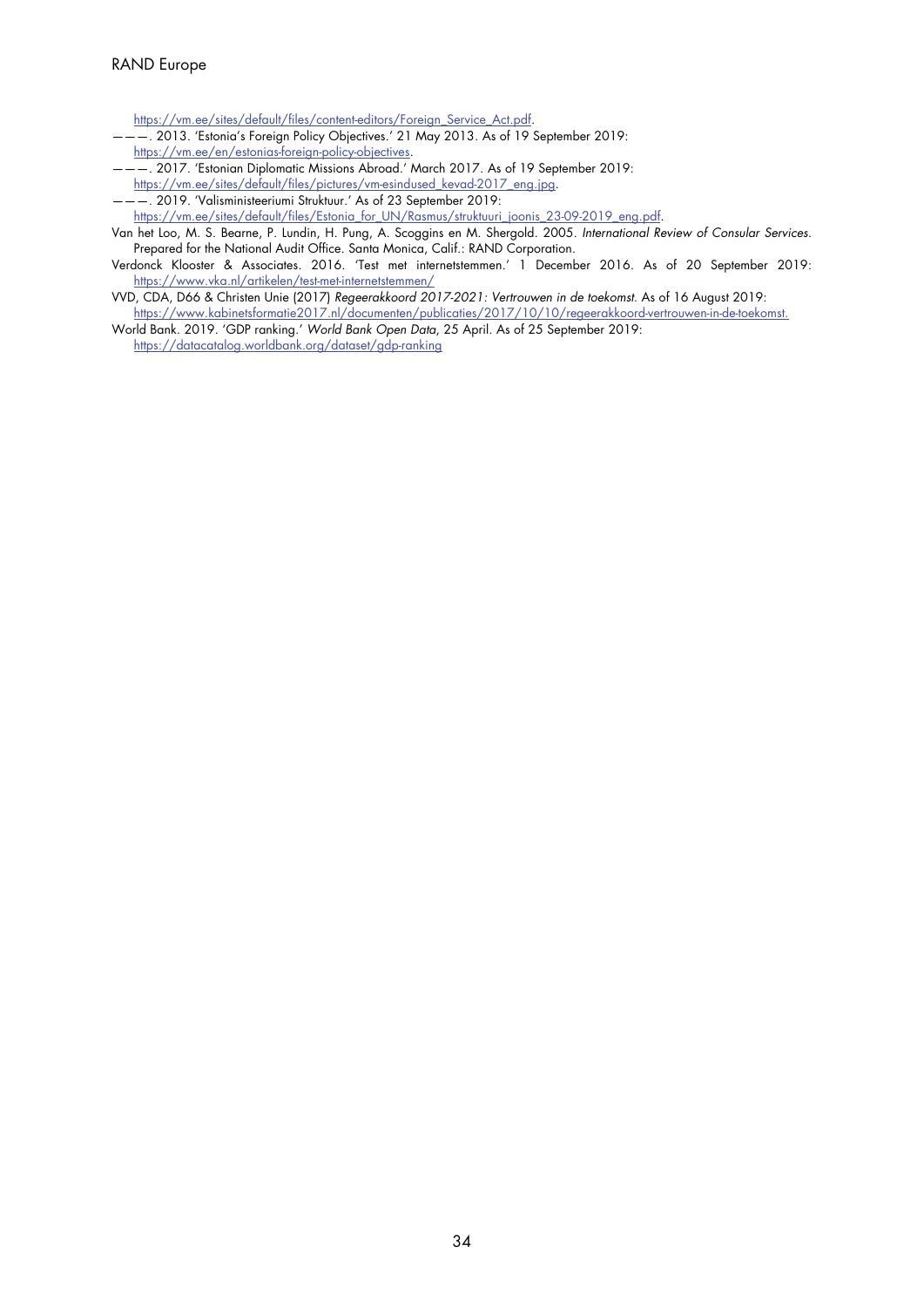https://vm.ee/sites/default/files/content-editors/Foreign_Service_Act.pdf.

———. 2013. 'Estonia's Foreign Policy Objectives.' 21 May 2013. As of 19 September 2019: https://vm.ee/en/estonias-foreign-policy-objectives.

———. 2017. 'Estonian Diplomatic Missions Abroad.' March 2017. As of 19 September 2019: https://vm.ee/sites/default/files/pictures/vm-esindused_kevad-2017_eng.jpg.

———. 2019. 'Valisministeeriumi Struktuur.' As of 23 September 2019: https://vm.ee/sites/default/files/Estonia_for_UN/Rasmus/struktuuri_joonis_23-09-2019_eng.pdf.

Van het Loo, M. S. Bearne, P. Lundin, H. Pung, A. Scoggins en M. Shergold. 2005. *International Review of Consular Services*. Prepared for the National Audit Office. Santa Monica, Calif.: RAND Corporation.

Verdonck Klooster & Associates. 2016. 'Test met internetstemmen.' 1 December 2016. As of 20 September 2019: https://www.vka.nl/artikelen/test-met-internetstemmen/

VVD, CDA, D66 & Christen Unie (2017) *Regeerakkoord 2017-2021: Vertrouwen in de toekomst.* As of 16 August 2019: https://www.kabinetsformatie2017.nl/documenten/publicaties/2017/10/10/regeerakkoord-vertrouwen-in-de-toekomst.

World Bank. 2019. 'GDP ranking.' *World Bank Open Data*, 25 April. As of 25 September 2019: https://datacatalog.worldbank.org/dataset/gdp-ranking